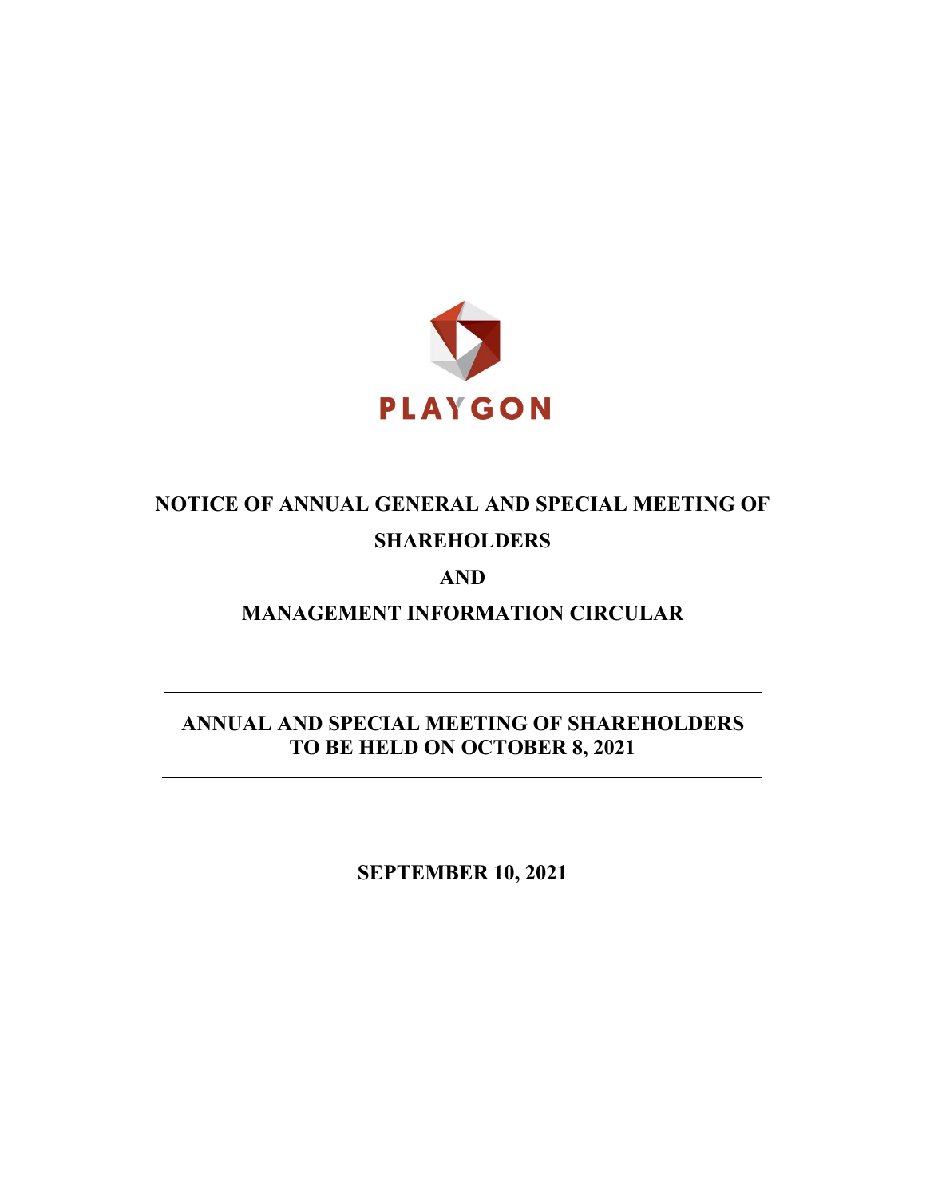PLAYGON

# NOTICE OF ANNUAL GENERAL AND SPECIAL MEETING OF SHAREHOLDERS

# AND

# MANAGEMENT INFORMATION CIRCULAR

---

## ANNUAL AND SPECIAL MEETING OF SHAREHOLDERS TO BE HELD ON OCTOBER 8, 2021

---

**SEPTEMBER 10, 2021**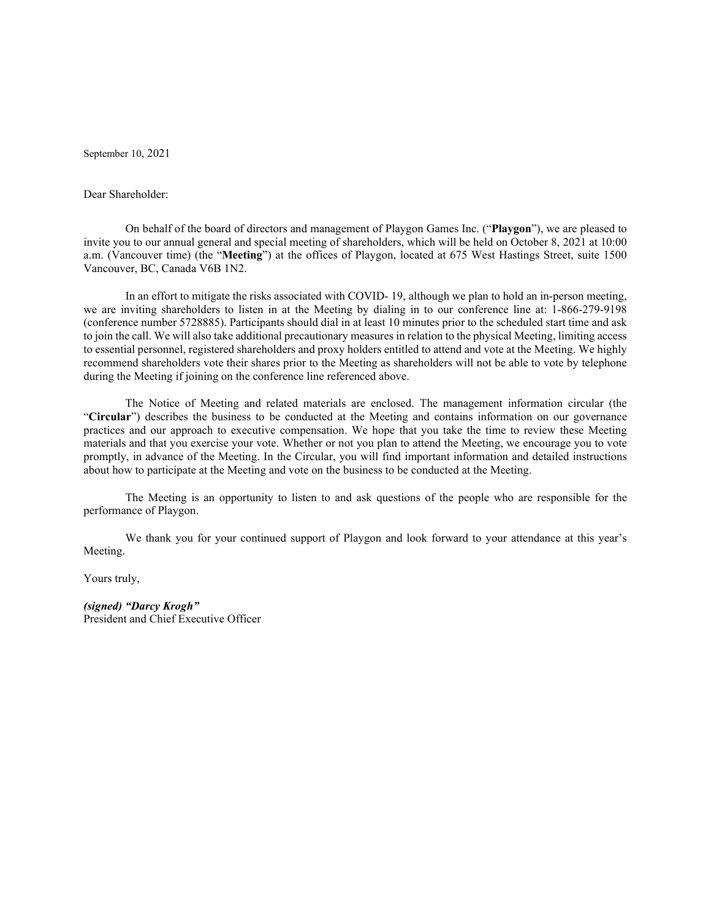September 10, 2021

Dear Shareholder:

On behalf of the board of directors and management of Playgon Games Inc. ("**Playgon**"), we are pleased to invite you to our annual general and special meeting of shareholders, which will be held on October 8, 2021 at 10:00 a.m. (Vancouver time) (the "**Meeting**") at the offices of Playgon, located at 675 West Hastings Street, suite 1500 Vancouver, BC, Canada V6B 1N2.

In an effort to mitigate the risks associated with COVID- 19, although we plan to hold an in-person meeting, we are inviting shareholders to listen in at the Meeting by dialing in to our conference line at: 1-866-279-9198 (conference number 5728885). Participants should dial in at least 10 minutes prior to the scheduled start time and ask to join the call. We will also take additional precautionary measures in relation to the physical Meeting, limiting access to essential personnel, registered shareholders and proxy holders entitled to attend and vote at the Meeting. We highly recommend shareholders vote their shares prior to the Meeting as shareholders will not be able to vote by telephone during the Meeting if joining on the conference line referenced above.

The Notice of Meeting and related materials are enclosed. The management information circular (the "**Circular**") describes the business to be conducted at the Meeting and contains information on our governance practices and our approach to executive compensation. We hope that you take the time to review these Meeting materials and that you exercise your vote. Whether or not you plan to attend the Meeting, we encourage you to vote promptly, in advance of the Meeting. In the Circular, you will find important information and detailed instructions about how to participate at the Meeting and vote on the business to be conducted at the Meeting.

The Meeting is an opportunity to listen to and ask questions of the people who are responsible for the performance of Playgon.

We thank you for your continued support of Playgon and look forward to your attendance at this year's Meeting.

Yours truly,

***(signed) "Darcy Krogh"***
President and Chief Executive Officer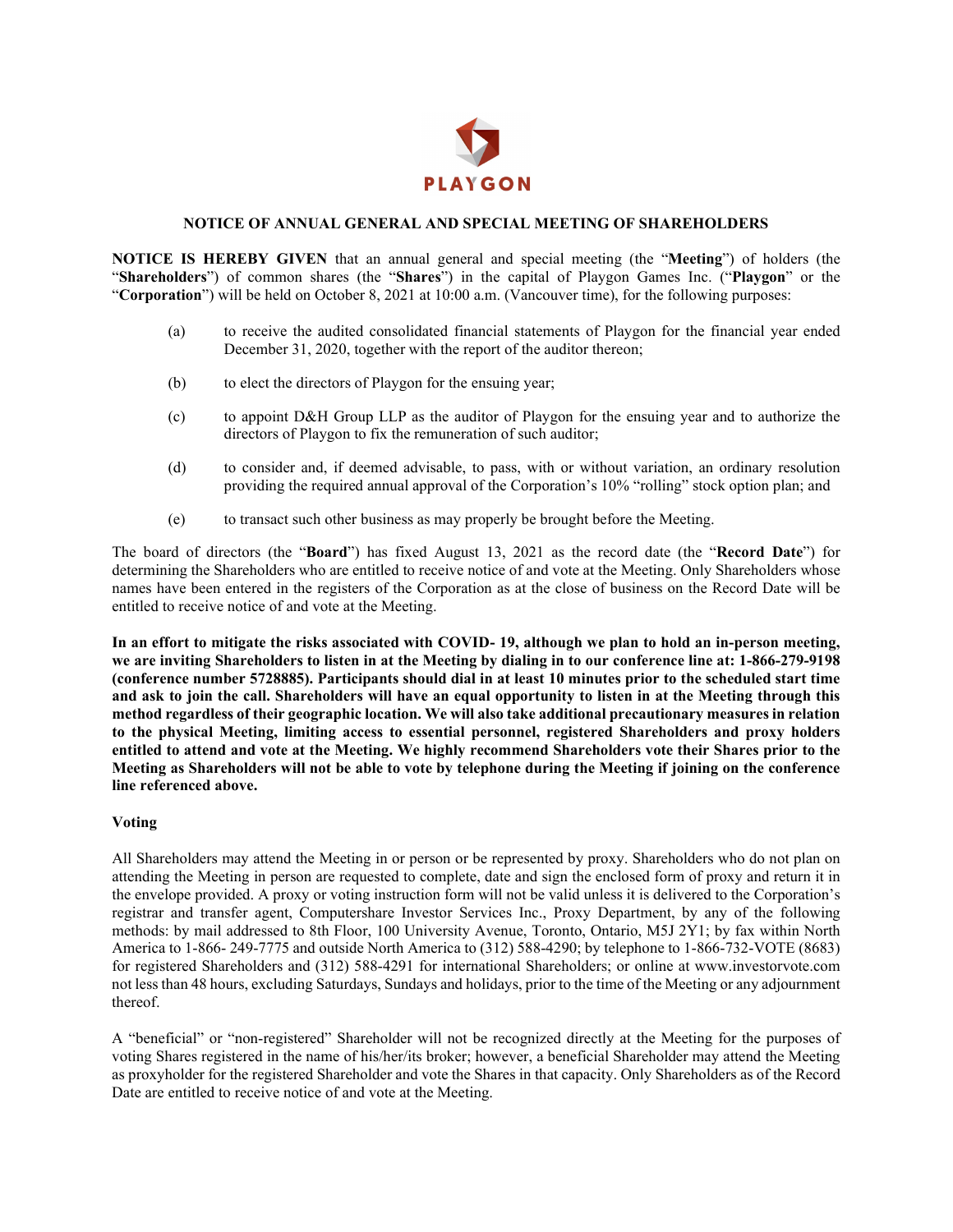PLAYGON

## NOTICE OF ANNUAL GENERAL AND SPECIAL MEETING OF SHAREHOLDERS

**NOTICE IS HEREBY GIVEN** that an annual general and special meeting (the "**Meeting**") of holders (the "**Shareholders**") of common shares (the "**Shares**") in the capital of Playgon Games Inc. ("**Playgon**" or the "**Corporation**") will be held on October 8, 2021 at 10:00 a.m. (Vancouver time), for the following purposes:

(a) to receive the audited consolidated financial statements of Playgon for the financial year ended December 31, 2020, together with the report of the auditor thereon;

(b) to elect the directors of Playgon for the ensuing year;

(c) to appoint D&H Group LLP as the auditor of Playgon for the ensuing year and to authorize the directors of Playgon to fix the remuneration of such auditor;

(d) to consider and, if deemed advisable, to pass, with or without variation, an ordinary resolution providing the required annual approval of the Corporation's 10% "rolling" stock option plan; and

(e) to transact such other business as may properly be brought before the Meeting.

The board of directors (the "**Board**") has fixed August 13, 2021 as the record date (the "**Record Date**") for determining the Shareholders who are entitled to receive notice of and vote at the Meeting. Only Shareholders whose names have been entered in the registers of the Corporation as at the close of business on the Record Date will be entitled to receive notice of and vote at the Meeting.

**In an effort to mitigate the risks associated with COVID- 19, although we plan to hold an in-person meeting, we are inviting Shareholders to listen in at the Meeting by dialing in to our conference line at: 1-866-279-9198 (conference number 5728885). Participants should dial in at least 10 minutes prior to the scheduled start time and ask to join the call. Shareholders will have an equal opportunity to listen in at the Meeting through this method regardless of their geographic location. We will also take additional precautionary measures in relation to the physical Meeting, limiting access to essential personnel, registered Shareholders and proxy holders entitled to attend and vote at the Meeting. We highly recommend Shareholders vote their Shares prior to the Meeting as Shareholders will not be able to vote by telephone during the Meeting if joining on the conference line referenced above.**

### Voting

All Shareholders may attend the Meeting in or person or be represented by proxy. Shareholders who do not plan on attending the Meeting in person are requested to complete, date and sign the enclosed form of proxy and return it in the envelope provided. A proxy or voting instruction form will not be valid unless it is delivered to the Corporation's registrar and transfer agent, Computershare Investor Services Inc., Proxy Department, by any of the following methods: by mail addressed to 8th Floor, 100 University Avenue, Toronto, Ontario, M5J 2Y1; by fax within North America to 1-866- 249-7775 and outside North America to (312) 588-4290; by telephone to 1-866-732-VOTE (8683) for registered Shareholders and (312) 588-4291 for international Shareholders; or online at www.investorvote.com not less than 48 hours, excluding Saturdays, Sundays and holidays, prior to the time of the Meeting or any adjournment thereof.

A "beneficial" or "non-registered" Shareholder will not be recognized directly at the Meeting for the purposes of voting Shares registered in the name of his/her/its broker; however, a beneficial Shareholder may attend the Meeting as proxyholder for the registered Shareholder and vote the Shares in that capacity. Only Shareholders as of the Record Date are entitled to receive notice of and vote at the Meeting.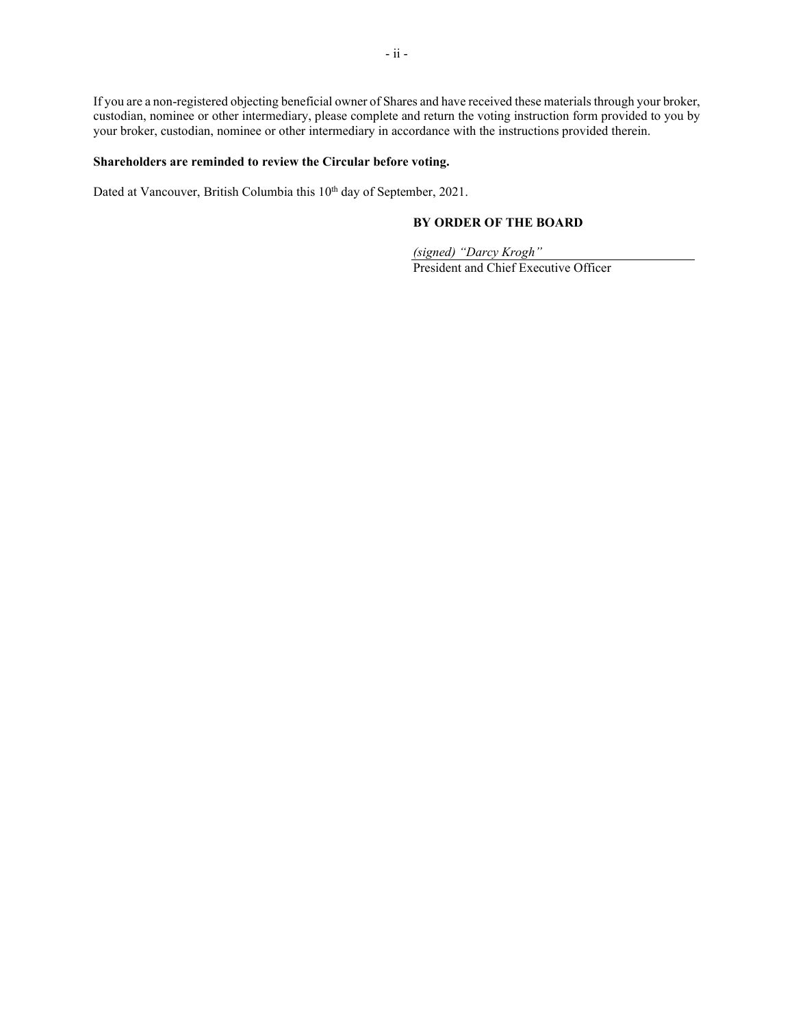If you are a non-registered objecting beneficial owner of Shares and have received these materials through your broker, custodian, nominee or other intermediary, please complete and return the voting instruction form provided to you by your broker, custodian, nominee or other intermediary in accordance with the instructions provided therein.

**Shareholders are reminded to review the Circular before voting.**

Dated at Vancouver, British Columbia this 10th day of September, 2021.

**BY ORDER OF THE BOARD**

*(signed) "Darcy Krogh"*

President and Chief Executive Officer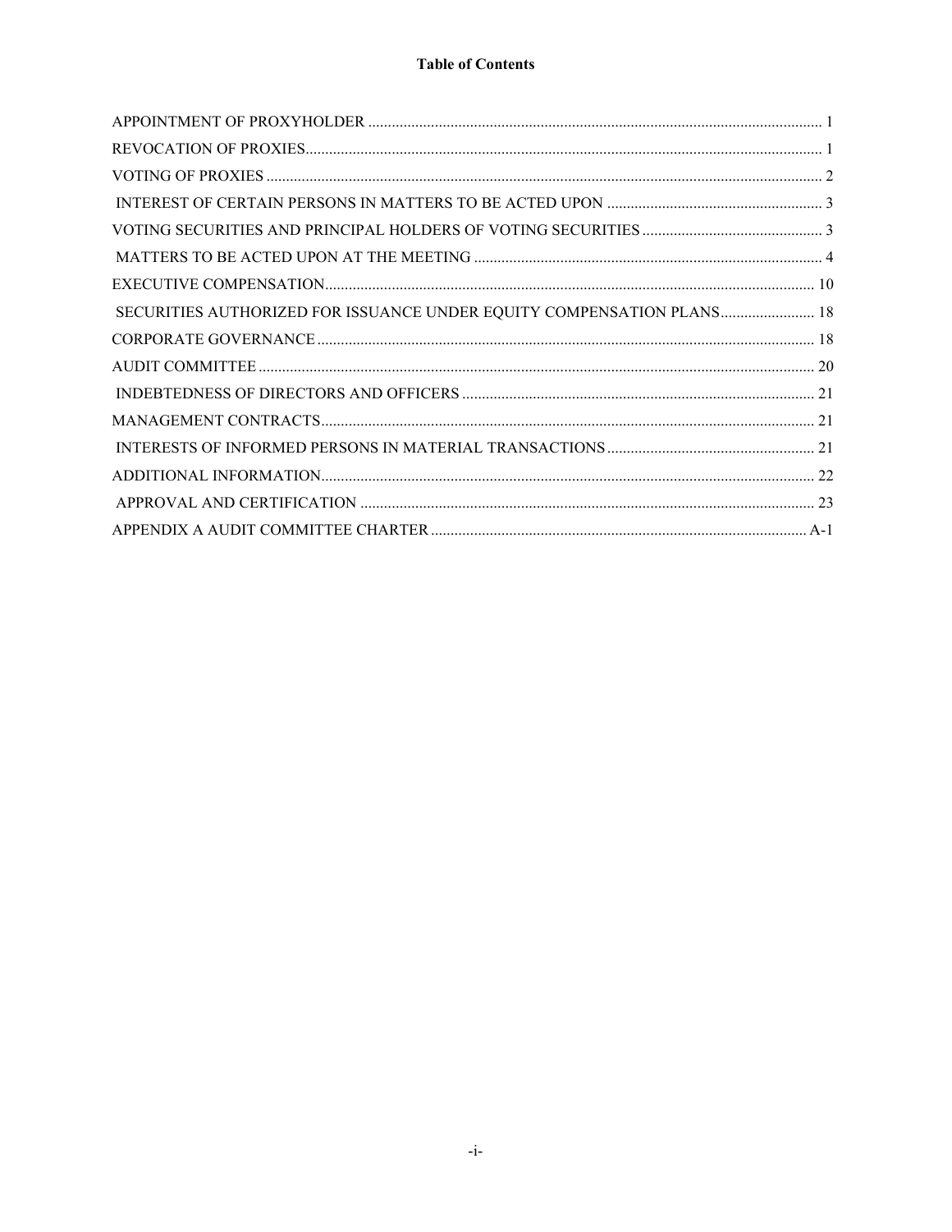**Table of Contents**

| | |
|---|---|
| APPOINTMENT OF PROXYHOLDER | 1 |
| REVOCATION OF PROXIES | 1 |
| VOTING OF PROXIES | 2 |
| INTEREST OF CERTAIN PERSONS IN MATTERS TO BE ACTED UPON | 3 |
| VOTING SECURITIES AND PRINCIPAL HOLDERS OF VOTING SECURITIES | 3 |
| MATTERS TO BE ACTED UPON AT THE MEETING | 4 |
| EXECUTIVE COMPENSATION | 10 |
| SECURITIES AUTHORIZED FOR ISSUANCE UNDER EQUITY COMPENSATION PLANS | 18 |
| CORPORATE GOVERNANCE | 18 |
| AUDIT COMMITTEE | 20 |
| INDEBTEDNESS OF DIRECTORS AND OFFICERS | 21 |
| MANAGEMENT CONTRACTS | 21 |
| INTERESTS OF INFORMED PERSONS IN MATERIAL TRANSACTIONS | 21 |
| ADDITIONAL INFORMATION | 22 |
| APPROVAL AND CERTIFICATION | 23 |
| APPENDIX A AUDIT COMMITTEE CHARTER | A-1 |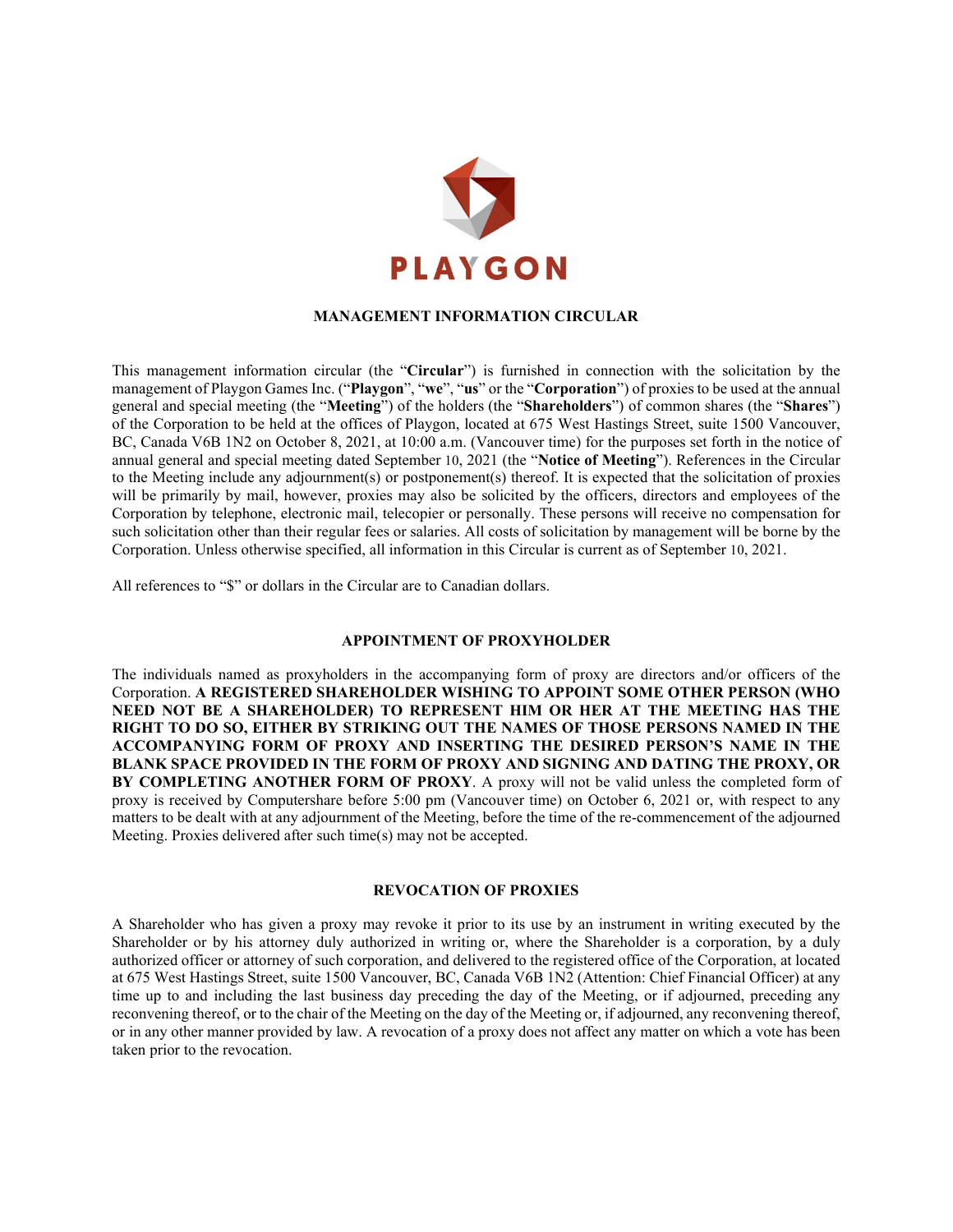PLAYGON

# MANAGEMENT INFORMATION CIRCULAR

This management information circular (the "**Circular**") is furnished in connection with the solicitation by the management of Playgon Games Inc. ("**Playgon**", "**we**", "**us**" or the "**Corporation**") of proxies to be used at the annual general and special meeting (the "**Meeting**") of the holders (the "**Shareholders**") of common shares (the "**Shares**") of the Corporation to be held at the offices of Playgon, located at 675 West Hastings Street, suite 1500 Vancouver, BC, Canada V6B 1N2 on October 8, 2021, at 10:00 a.m. (Vancouver time) for the purposes set forth in the notice of annual general and special meeting dated September 10, 2021 (the "**Notice of Meeting**"). References in the Circular to the Meeting include any adjournment(s) or postponement(s) thereof. It is expected that the solicitation of proxies will be primarily by mail, however, proxies may also be solicited by the officers, directors and employees of the Corporation by telephone, electronic mail, telecopier or personally. These persons will receive no compensation for such solicitation other than their regular fees or salaries. All costs of solicitation by management will be borne by the Corporation. Unless otherwise specified, all information in this Circular is current as of September 10, 2021.

All references to "$" or dollars in the Circular are to Canadian dollars.

## APPOINTMENT OF PROXYHOLDER

The individuals named as proxyholders in the accompanying form of proxy are directors and/or officers of the Corporation. **A REGISTERED SHAREHOLDER WISHING TO APPOINT SOME OTHER PERSON (WHO NEED NOT BE A SHAREHOLDER) TO REPRESENT HIM OR HER AT THE MEETING HAS THE RIGHT TO DO SO, EITHER BY STRIKING OUT THE NAMES OF THOSE PERSONS NAMED IN THE ACCOMPANYING FORM OF PROXY AND INSERTING THE DESIRED PERSON'S NAME IN THE BLANK SPACE PROVIDED IN THE FORM OF PROXY AND SIGNING AND DATING THE PROXY, OR BY COMPLETING ANOTHER FORM OF PROXY**. A proxy will not be valid unless the completed form of proxy is received by Computershare before 5:00 pm (Vancouver time) on October 6, 2021 or, with respect to any matters to be dealt with at any adjournment of the Meeting, before the time of the re-commencement of the adjourned Meeting. Proxies delivered after such time(s) may not be accepted.

## REVOCATION OF PROXIES

A Shareholder who has given a proxy may revoke it prior to its use by an instrument in writing executed by the Shareholder or by his attorney duly authorized in writing or, where the Shareholder is a corporation, by a duly authorized officer or attorney of such corporation, and delivered to the registered office of the Corporation, at located at 675 West Hastings Street, suite 1500 Vancouver, BC, Canada V6B 1N2 (Attention: Chief Financial Officer) at any time up to and including the last business day preceding the day of the Meeting, or if adjourned, preceding any reconvening thereof, or to the chair of the Meeting on the day of the Meeting or, if adjourned, any reconvening thereof, or in any other manner provided by law. A revocation of a proxy does not affect any matter on which a vote has been taken prior to the revocation.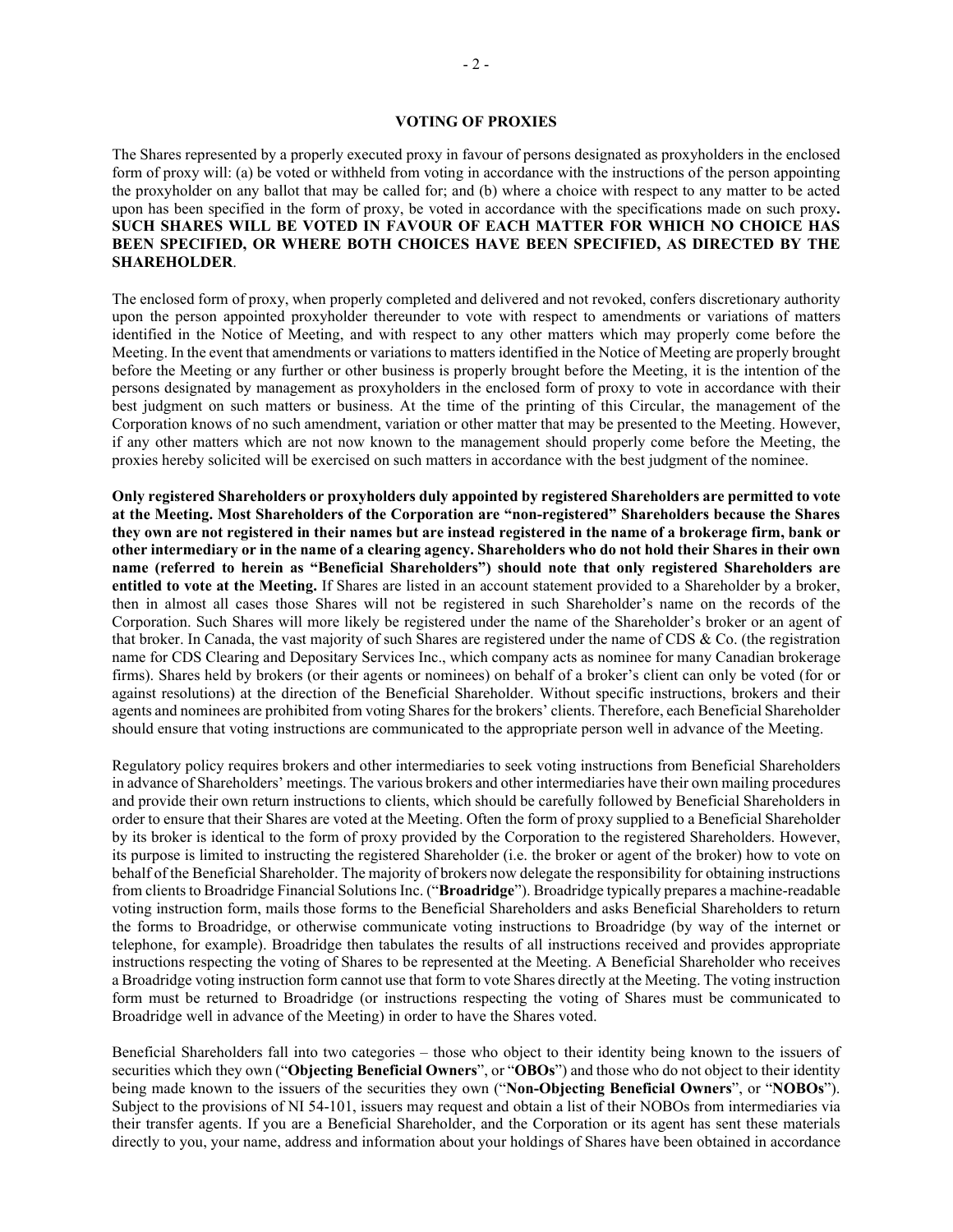## VOTING OF PROXIES

The Shares represented by a properly executed proxy in favour of persons designated as proxyholders in the enclosed form of proxy will: (a) be voted or withheld from voting in accordance with the instructions of the person appointing the proxyholder on any ballot that may be called for; and (b) where a choice with respect to any matter to be acted upon has been specified in the form of proxy, be voted in accordance with the specifications made on such proxy**. SUCH SHARES WILL BE VOTED IN FAVOUR OF EACH MATTER FOR WHICH NO CHOICE HAS BEEN SPECIFIED, OR WHERE BOTH CHOICES HAVE BEEN SPECIFIED, AS DIRECTED BY THE SHAREHOLDER**.

The enclosed form of proxy, when properly completed and delivered and not revoked, confers discretionary authority upon the person appointed proxyholder thereunder to vote with respect to amendments or variations of matters identified in the Notice of Meeting, and with respect to any other matters which may properly come before the Meeting. In the event that amendments or variations to matters identified in the Notice of Meeting are properly brought before the Meeting or any further or other business is properly brought before the Meeting, it is the intention of the persons designated by management as proxyholders in the enclosed form of proxy to vote in accordance with their best judgment on such matters or business. At the time of the printing of this Circular, the management of the Corporation knows of no such amendment, variation or other matter that may be presented to the Meeting. However, if any other matters which are not now known to the management should properly come before the Meeting, the proxies hereby solicited will be exercised on such matters in accordance with the best judgment of the nominee.

**Only registered Shareholders or proxyholders duly appointed by registered Shareholders are permitted to vote at the Meeting. Most Shareholders of the Corporation are "non-registered" Shareholders because the Shares they own are not registered in their names but are instead registered in the name of a brokerage firm, bank or other intermediary or in the name of a clearing agency. Shareholders who do not hold their Shares in their own name (referred to herein as "Beneficial Shareholders") should note that only registered Shareholders are entitled to vote at the Meeting.** If Shares are listed in an account statement provided to a Shareholder by a broker, then in almost all cases those Shares will not be registered in such Shareholder's name on the records of the Corporation. Such Shares will more likely be registered under the name of the Shareholder's broker or an agent of that broker. In Canada, the vast majority of such Shares are registered under the name of CDS & Co. (the registration name for CDS Clearing and Depositary Services Inc., which company acts as nominee for many Canadian brokerage firms). Shares held by brokers (or their agents or nominees) on behalf of a broker's client can only be voted (for or against resolutions) at the direction of the Beneficial Shareholder. Without specific instructions, brokers and their agents and nominees are prohibited from voting Shares for the brokers' clients. Therefore, each Beneficial Shareholder should ensure that voting instructions are communicated to the appropriate person well in advance of the Meeting.

Regulatory policy requires brokers and other intermediaries to seek voting instructions from Beneficial Shareholders in advance of Shareholders' meetings. The various brokers and other intermediaries have their own mailing procedures and provide their own return instructions to clients, which should be carefully followed by Beneficial Shareholders in order to ensure that their Shares are voted at the Meeting. Often the form of proxy supplied to a Beneficial Shareholder by its broker is identical to the form of proxy provided by the Corporation to the registered Shareholders. However, its purpose is limited to instructing the registered Shareholder (i.e. the broker or agent of the broker) how to vote on behalf of the Beneficial Shareholder. The majority of brokers now delegate the responsibility for obtaining instructions from clients to Broadridge Financial Solutions Inc. ("**Broadridge**"). Broadridge typically prepares a machine-readable voting instruction form, mails those forms to the Beneficial Shareholders and asks Beneficial Shareholders to return the forms to Broadridge, or otherwise communicate voting instructions to Broadridge (by way of the internet or telephone, for example). Broadridge then tabulates the results of all instructions received and provides appropriate instructions respecting the voting of Shares to be represented at the Meeting. A Beneficial Shareholder who receives a Broadridge voting instruction form cannot use that form to vote Shares directly at the Meeting. The voting instruction form must be returned to Broadridge (or instructions respecting the voting of Shares must be communicated to Broadridge well in advance of the Meeting) in order to have the Shares voted.

Beneficial Shareholders fall into two categories – those who object to their identity being known to the issuers of securities which they own ("**Objecting Beneficial Owners**", or "**OBOs**") and those who do not object to their identity being made known to the issuers of the securities they own ("**Non-Objecting Beneficial Owners**", or "**NOBOs**"). Subject to the provisions of NI 54-101, issuers may request and obtain a list of their NOBOs from intermediaries via their transfer agents. If you are a Beneficial Shareholder, and the Corporation or its agent has sent these materials directly to you, your name, address and information about your holdings of Shares have been obtained in accordance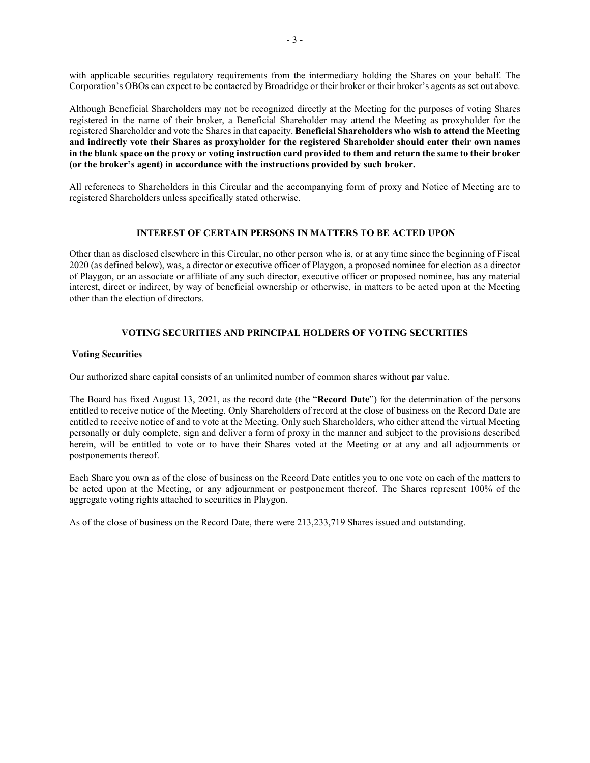with applicable securities regulatory requirements from the intermediary holding the Shares on your behalf. The Corporation's OBOs can expect to be contacted by Broadridge or their broker or their broker's agents as set out above.

Although Beneficial Shareholders may not be recognized directly at the Meeting for the purposes of voting Shares registered in the name of their broker, a Beneficial Shareholder may attend the Meeting as proxyholder for the registered Shareholder and vote the Shares in that capacity. **Beneficial Shareholders who wish to attend the Meeting and indirectly vote their Shares as proxyholder for the registered Shareholder should enter their own names in the blank space on the proxy or voting instruction card provided to them and return the same to their broker (or the broker's agent) in accordance with the instructions provided by such broker.**

All references to Shareholders in this Circular and the accompanying form of proxy and Notice of Meeting are to registered Shareholders unless specifically stated otherwise.

## INTEREST OF CERTAIN PERSONS IN MATTERS TO BE ACTED UPON

Other than as disclosed elsewhere in this Circular, no other person who is, or at any time since the beginning of Fiscal 2020 (as defined below), was, a director or executive officer of Playgon, a proposed nominee for election as a director of Playgon, or an associate or affiliate of any such director, executive officer or proposed nominee, has any material interest, direct or indirect, by way of beneficial ownership or otherwise, in matters to be acted upon at the Meeting other than the election of directors.

## VOTING SECURITIES AND PRINCIPAL HOLDERS OF VOTING SECURITIES

### Voting Securities

Our authorized share capital consists of an unlimited number of common shares without par value.

The Board has fixed August 13, 2021, as the record date (the "**Record Date**") for the determination of the persons entitled to receive notice of the Meeting. Only Shareholders of record at the close of business on the Record Date are entitled to receive notice of and to vote at the Meeting. Only such Shareholders, who either attend the virtual Meeting personally or duly complete, sign and deliver a form of proxy in the manner and subject to the provisions described herein, will be entitled to vote or to have their Shares voted at the Meeting or at any and all adjournments or postponements thereof.

Each Share you own as of the close of business on the Record Date entitles you to one vote on each of the matters to be acted upon at the Meeting, or any adjournment or postponement thereof. The Shares represent 100% of the aggregate voting rights attached to securities in Playgon.

As of the close of business on the Record Date, there were 213,233,719 Shares issued and outstanding.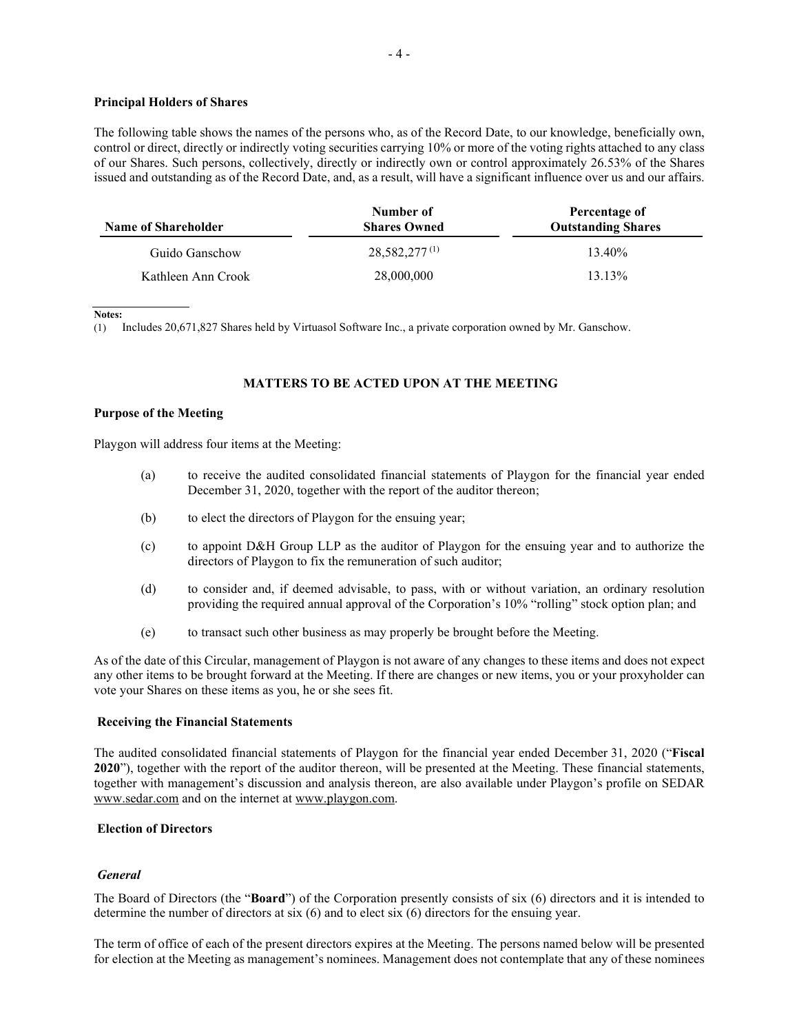**Principal Holders of Shares**

The following table shows the names of the persons who, as of the Record Date, to our knowledge, beneficially own, control or direct, directly or indirectly voting securities carrying 10% or more of the voting rights attached to any class of our Shares. Such persons, collectively, directly or indirectly own or control approximately 26.53% of the Shares issued and outstanding as of the Record Date, and, as a result, will have a significant influence over us and our affairs.

| Name of Shareholder | Number of Shares Owned | Percentage of Outstanding Shares |
|---|---|---|
| Guido Ganschow | 28,582,277 (1) | 13.40% |
| Kathleen Ann Crook | 28,000,000 | 13.13% |

**Notes:**

(1) Includes 20,671,827 Shares held by Virtuasol Software Inc., a private corporation owned by Mr. Ganschow.

## MATTERS TO BE ACTED UPON AT THE MEETING

**Purpose of the Meeting**

Playgon will address four items at the Meeting:

(a) to receive the audited consolidated financial statements of Playgon for the financial year ended December 31, 2020, together with the report of the auditor thereon;

(b) to elect the directors of Playgon for the ensuing year;

(c) to appoint D&H Group LLP as the auditor of Playgon for the ensuing year and to authorize the directors of Playgon to fix the remuneration of such auditor;

(d) to consider and, if deemed advisable, to pass, with or without variation, an ordinary resolution providing the required annual approval of the Corporation's 10% "rolling" stock option plan; and

(e) to transact such other business as may properly be brought before the Meeting.

As of the date of this Circular, management of Playgon is not aware of any changes to these items and does not expect any other items to be brought forward at the Meeting. If there are changes or new items, you or your proxyholder can vote your Shares on these items as you, he or she sees fit.

**Receiving the Financial Statements**

The audited consolidated financial statements of Playgon for the financial year ended December 31, 2020 ("**Fiscal 2020**"), together with the report of the auditor thereon, will be presented at the Meeting. These financial statements, together with management's discussion and analysis thereon, are also available under Playgon's profile on SEDAR www.sedar.com and on the internet at www.playgon.com.

**Election of Directors**

***General***

The Board of Directors (the "**Board**") of the Corporation presently consists of six (6) directors and it is intended to determine the number of directors at six (6) and to elect six (6) directors for the ensuing year.

The term of office of each of the present directors expires at the Meeting. The persons named below will be presented for election at the Meeting as management's nominees. Management does not contemplate that any of these nominees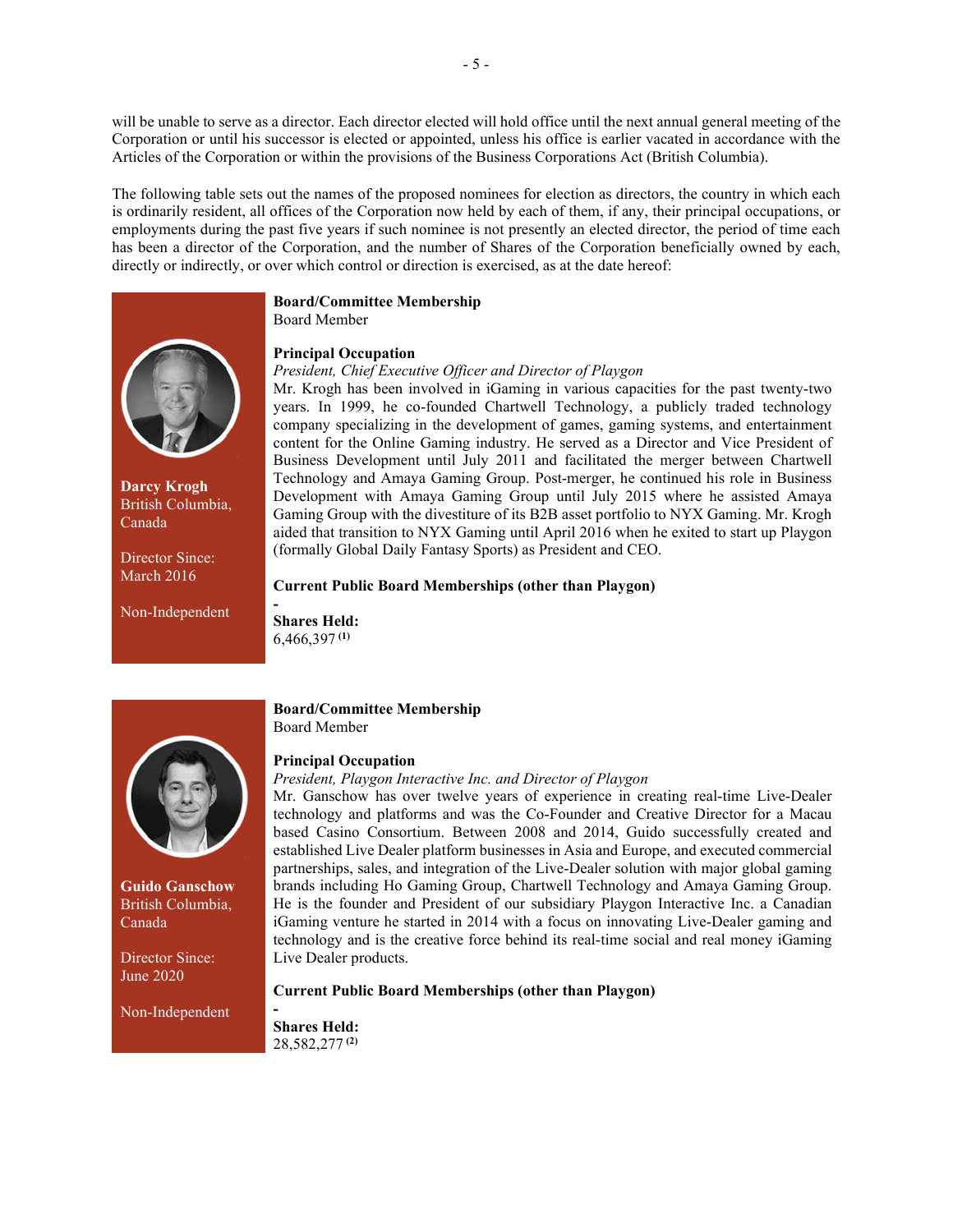will be unable to serve as a director. Each director elected will hold office until the next annual general meeting of the Corporation or until his successor is elected or appointed, unless his office is earlier vacated in accordance with the Articles of the Corporation or within the provisions of the Business Corporations Act (British Columbia).

The following table sets out the names of the proposed nominees for election as directors, the country in which each is ordinarily resident, all offices of the Corporation now held by each of them, if any, their principal occupations, or employments during the past five years if such nominee is not presently an elected director, the period of time each has been a director of the Corporation, and the number of Shares of the Corporation beneficially owned by each, directly or indirectly, or over which control or direction is exercised, as at the date hereof:

**Darcy Krogh**
British Columbia, Canada

Director Since: March 2016

Non-Independent

**Board/Committee Membership**
Board Member

**Principal Occupation**
*President, Chief Executive Officer and Director of Playgon*
Mr. Krogh has been involved in iGaming in various capacities for the past twenty-two years. In 1999, he co-founded Chartwell Technology, a publicly traded technology company specializing in the development of games, gaming systems, and entertainment content for the Online Gaming industry. He served as a Director and Vice President of Business Development until July 2011 and facilitated the merger between Chartwell Technology and Amaya Gaming Group. Post-merger, he continued his role in Business Development with Amaya Gaming Group until July 2015 where he assisted Amaya Gaming Group with the divestiture of its B2B asset portfolio to NYX Gaming. Mr. Krogh aided that transition to NYX Gaming until April 2016 when he exited to start up Playgon (formally Global Daily Fantasy Sports) as President and CEO.

**Current Public Board Memberships (other than Playgon)**
-

**Shares Held:**
6,466,397 (1)

**Guido Ganschow**
British Columbia, Canada

Director Since: June 2020

Non-Independent

**Board/Committee Membership**
Board Member

**Principal Occupation**
*President, Playgon Interactive Inc. and Director of Playgon*
Mr. Ganschow has over twelve years of experience in creating real-time Live-Dealer technology and platforms and was the Co-Founder and Creative Director for a Macau based Casino Consortium. Between 2008 and 2014, Guido successfully created and established Live Dealer platform businesses in Asia and Europe, and executed commercial partnerships, sales, and integration of the Live-Dealer solution with major global gaming brands including Ho Gaming Group, Chartwell Technology and Amaya Gaming Group. He is the founder and President of our subsidiary Playgon Interactive Inc. a Canadian iGaming venture he started in 2014 with a focus on innovating Live-Dealer gaming and technology and is the creative force behind its real-time social and real money iGaming Live Dealer products.

**Current Public Board Memberships (other than Playgon)**
-

**Shares Held:**
28,582,277 (2)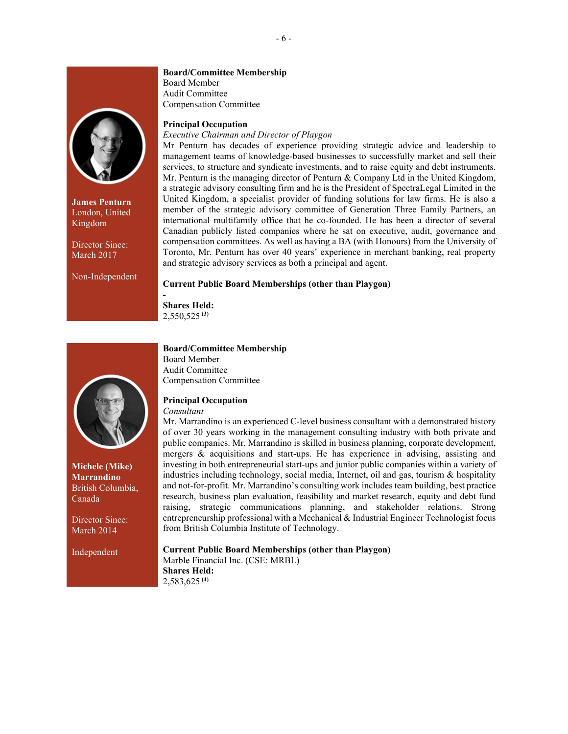**James Penturn**
London, United Kingdom

Director Since:
March 2017

Non-Independent

**Board/Committee Membership**
Board Member
Audit Committee
Compensation Committee

**Principal Occupation**
*Executive Chairman and Director of Playgon*
Mr Penturn has decades of experience providing strategic advice and leadership to management teams of knowledge-based businesses to successfully market and sell their services, to structure and syndicate investments, and to raise equity and debt instruments. Mr. Penturn is the managing director of Penturn & Company Ltd in the United Kingdom, a strategic advisory consulting firm and he is the President of SpectraLegal Limited in the United Kingdom, a specialist provider of funding solutions for law firms. He is also a member of the strategic advisory committee of Generation Three Family Partners, an international multifamily office that he co-founded. He has been a director of several Canadian publicly listed companies where he sat on executive, audit, governance and compensation committees. As well as having a BA (with Honours) from the University of Toronto, Mr. Penturn has over 40 years' experience in merchant banking, real property and strategic advisory services as both a principal and agent.

**Current Public Board Memberships (other than Playgon)**
-
**Shares Held:**
2,550,525 [(3)]

**Michele (Mike) Marrandino**
British Columbia, Canada

Director Since:
March 2014

Independent

**Board/Committee Membership**
Board Member
Audit Committee
Compensation Committee

**Principal Occupation**
*Consultant*
Mr. Marrandino is an experienced C-level business consultant with a demonstrated history of over 30 years working in the management consulting industry with both private and public companies. Mr. Marrandino is skilled in business planning, corporate development, mergers & acquisitions and start-ups. He has experience in advising, assisting and investing in both entrepreneurial start-ups and junior public companies within a variety of industries including technology, social media, Internet, oil and gas, tourism & hospitality and not-for-profit. Mr. Marrandino's consulting work includes team building, best practice research, business plan evaluation, feasibility and market research, equity and debt fund raising, strategic communications planning, and stakeholder relations. Strong entrepreneurship professional with a Mechanical & Industrial Engineer Technologist focus from British Columbia Institute of Technology.

**Current Public Board Memberships (other than Playgon)**
Marble Financial Inc. (CSE: MRBL)
**Shares Held:**
2,583,625 [(4)]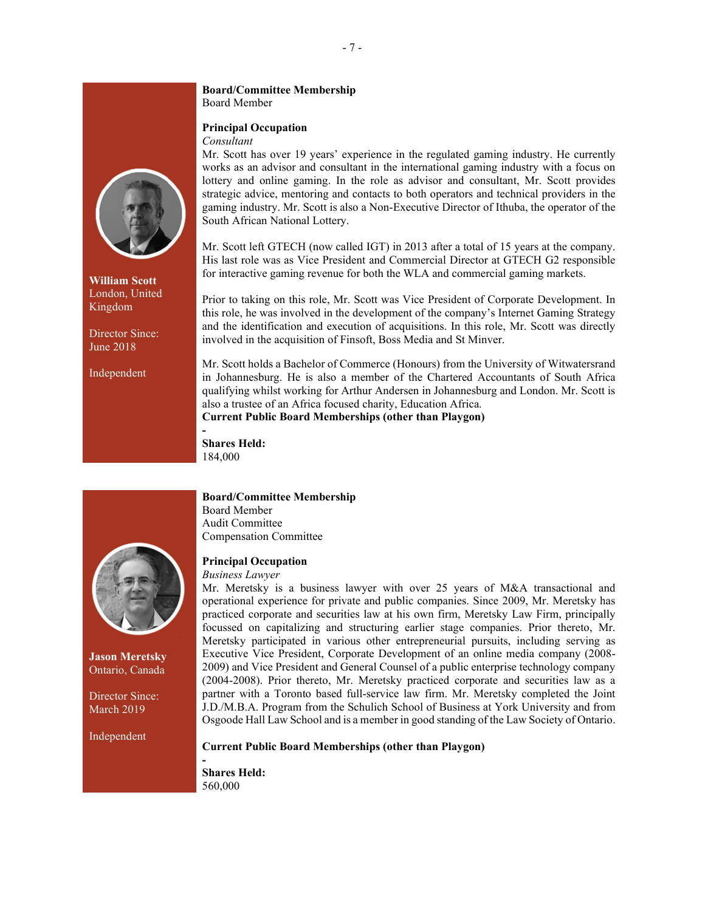**William Scott**
London, United Kingdom

Director Since:
June 2018

Independent

**Board/Committee Membership**
Board Member

**Principal Occupation**
*Consultant*
Mr. Scott has over 19 years' experience in the regulated gaming industry. He currently works as an advisor and consultant in the international gaming industry with a focus on lottery and online gaming. In the role as advisor and consultant, Mr. Scott provides strategic advice, mentoring and contacts to both operators and technical providers in the gaming industry. Mr. Scott is also a Non-Executive Director of Ithuba, the operator of the South African National Lottery.

Mr. Scott left GTECH (now called IGT) in 2013 after a total of 15 years at the company. His last role was as Vice President and Commercial Director at GTECH G2 responsible for interactive gaming revenue for both the WLA and commercial gaming markets.

Prior to taking on this role, Mr. Scott was Vice President of Corporate Development. In this role, he was involved in the development of the company's Internet Gaming Strategy and the identification and execution of acquisitions. In this role, Mr. Scott was directly involved in the acquisition of Finsoft, Boss Media and St Minver.

Mr. Scott holds a Bachelor of Commerce (Honours) from the University of Witwatersrand in Johannesburg. He is also a member of the Chartered Accountants of South Africa qualifying whilst working for Arthur Andersen in Johannesburg and London. Mr. Scott is also a trustee of an Africa focused charity, Education Africa.

**Current Public Board Memberships (other than Playgon)**
-

**Shares Held:**
184,000

**Jason Meretsky**
Ontario, Canada

Director Since:
March 2019

Independent

**Board/Committee Membership**
Board Member
Audit Committee
Compensation Committee

**Principal Occupation**
*Business Lawyer*
Mr. Meretsky is a business lawyer with over 25 years of M&A transactional and operational experience for private and public companies. Since 2009, Mr. Meretsky has practiced corporate and securities law at his own firm, Meretsky Law Firm, principally focussed on capitalizing and structuring earlier stage companies. Prior thereto, Mr. Meretsky participated in various other entrepreneurial pursuits, including serving as Executive Vice President, Corporate Development of an online media company (2008-2009) and Vice President and General Counsel of a public enterprise technology company (2004-2008). Prior thereto, Mr. Meretsky practiced corporate and securities law as a partner with a Toronto based full-service law firm. Mr. Meretsky completed the Joint J.D./M.B.A. Program from the Schulich School of Business at York University and from Osgoode Hall Law School and is a member in good standing of the Law Society of Ontario.

**Current Public Board Memberships (other than Playgon)**
-

**Shares Held:**
560,000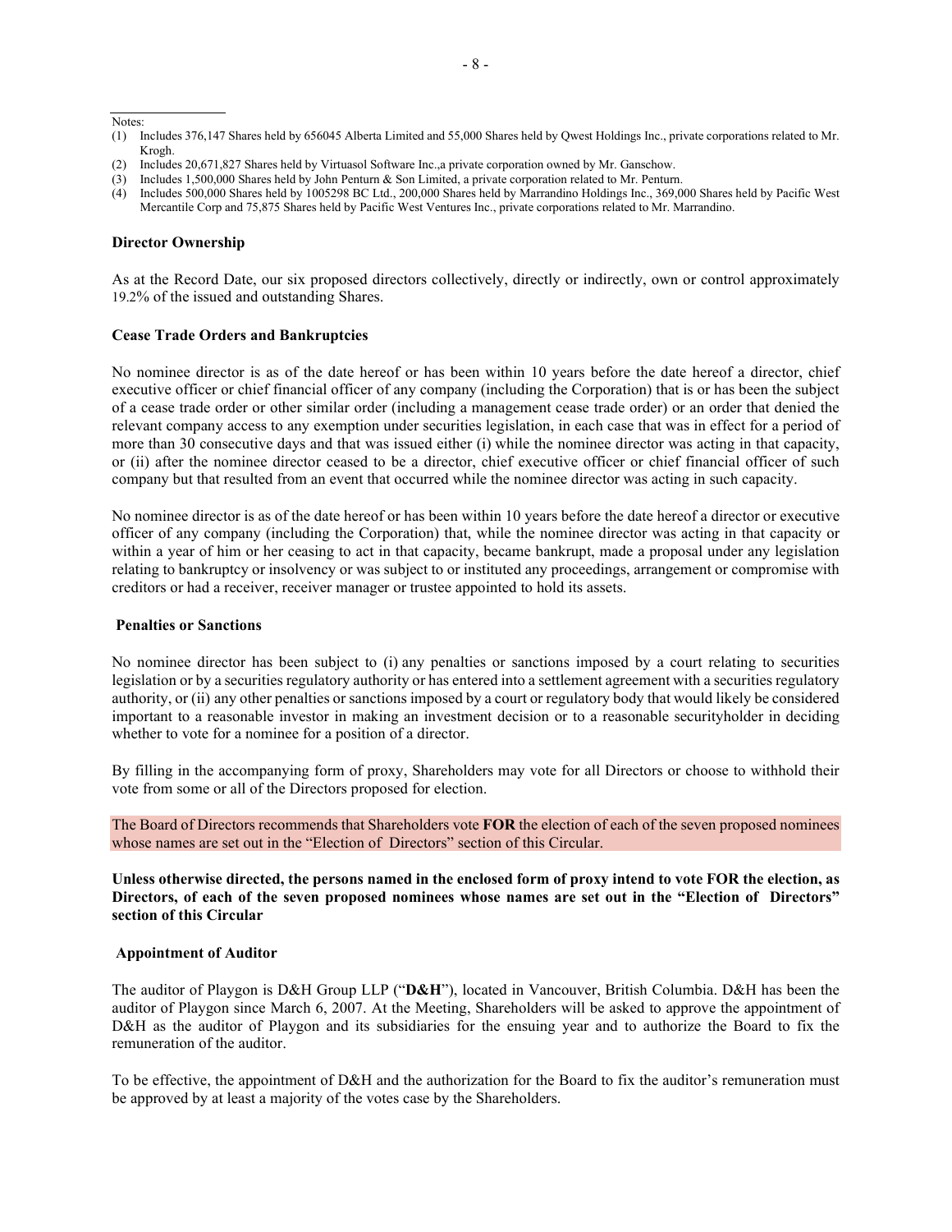Notes:

(1) Includes 376,147 Shares held by 656045 Alberta Limited and 55,000 Shares held by Qwest Holdings Inc., private corporations related to Mr. Krogh.
(2) Includes 20,671,827 Shares held by Virtuasol Software Inc.,a private corporation owned by Mr. Ganschow.
(3) Includes 1,500,000 Shares held by John Penturn & Son Limited, a private corporation related to Mr. Penturn.
(4) Includes 500,000 Shares held by 1005298 BC Ltd., 200,000 Shares held by Marrandino Holdings Inc., 369,000 Shares held by Pacific West Mercantile Corp and 75,875 Shares held by Pacific West Ventures Inc., private corporations related to Mr. Marrandino.

**Director Ownership**

As at the Record Date, our six proposed directors collectively, directly or indirectly, own or control approximately 19.2% of the issued and outstanding Shares.

**Cease Trade Orders and Bankruptcies**

No nominee director is as of the date hereof or has been within 10 years before the date hereof a director, chief executive officer or chief financial officer of any company (including the Corporation) that is or has been the subject of a cease trade order or other similar order (including a management cease trade order) or an order that denied the relevant company access to any exemption under securities legislation, in each case that was in effect for a period of more than 30 consecutive days and that was issued either (i) while the nominee director was acting in that capacity, or (ii) after the nominee director ceased to be a director, chief executive officer or chief financial officer of such company but that resulted from an event that occurred while the nominee director was acting in such capacity.

No nominee director is as of the date hereof or has been within 10 years before the date hereof a director or executive officer of any company (including the Corporation) that, while the nominee director was acting in that capacity or within a year of him or her ceasing to act in that capacity, became bankrupt, made a proposal under any legislation relating to bankruptcy or insolvency or was subject to or instituted any proceedings, arrangement or compromise with creditors or had a receiver, receiver manager or trustee appointed to hold its assets.

**Penalties or Sanctions**

No nominee director has been subject to (i) any penalties or sanctions imposed by a court relating to securities legislation or by a securities regulatory authority or has entered into a settlement agreement with a securities regulatory authority, or (ii) any other penalties or sanctions imposed by a court or regulatory body that would likely be considered important to a reasonable investor in making an investment decision or to a reasonable securityholder in deciding whether to vote for a nominee for a position of a director.

By filling in the accompanying form of proxy, Shareholders may vote for all Directors or choose to withhold their vote from some or all of the Directors proposed for election.

The Board of Directors recommends that Shareholders vote **FOR** the election of each of the seven proposed nominees whose names are set out in the "Election of Directors" section of this Circular.

**Unless otherwise directed, the persons named in the enclosed form of proxy intend to vote FOR the election, as Directors, of each of the seven proposed nominees whose names are set out in the "Election of Directors" section of this Circular**

**Appointment of Auditor**

The auditor of Playgon is D&H Group LLP ("**D&H**"), located in Vancouver, British Columbia. D&H has been the auditor of Playgon since March 6, 2007. At the Meeting, Shareholders will be asked to approve the appointment of D&H as the auditor of Playgon and its subsidiaries for the ensuing year and to authorize the Board to fix the remuneration of the auditor.

To be effective, the appointment of D&H and the authorization for the Board to fix the auditor's remuneration must be approved by at least a majority of the votes case by the Shareholders.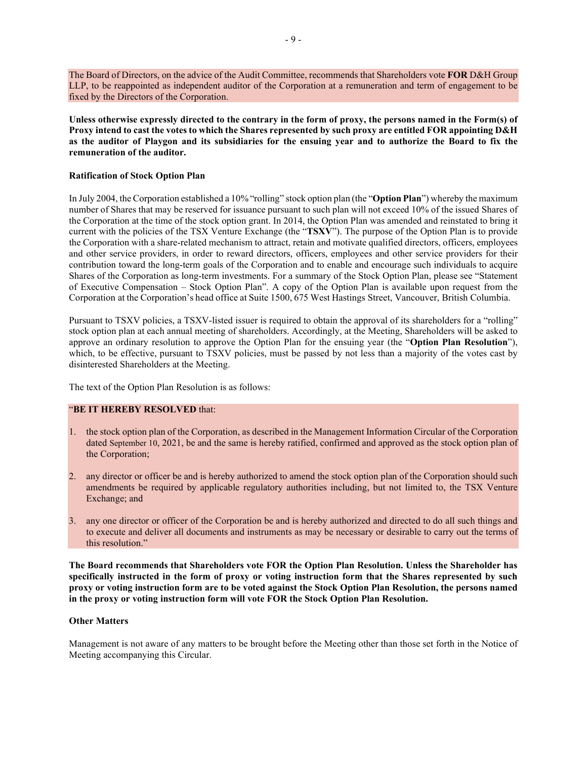The Board of Directors, on the advice of the Audit Committee, recommends that Shareholders vote **FOR** D&H Group LLP, to be reappointed as independent auditor of the Corporation at a remuneration and term of engagement to be fixed by the Directors of the Corporation.

**Unless otherwise expressly directed to the contrary in the form of proxy, the persons named in the Form(s) of Proxy intend to cast the votes to which the Shares represented by such proxy are entitled FOR appointing D&H as the auditor of Playgon and its subsidiaries for the ensuing year and to authorize the Board to fix the remuneration of the auditor.**

**Ratification of Stock Option Plan**

In July 2004, the Corporation established a 10% "rolling" stock option plan (the "**Option Plan**") whereby the maximum number of Shares that may be reserved for issuance pursuant to such plan will not exceed 10% of the issued Shares of the Corporation at the time of the stock option grant. In 2014, the Option Plan was amended and reinstated to bring it current with the policies of the TSX Venture Exchange (the "**TSXV**"). The purpose of the Option Plan is to provide the Corporation with a share-related mechanism to attract, retain and motivate qualified directors, officers, employees and other service providers, in order to reward directors, officers, employees and other service providers for their contribution toward the long-term goals of the Corporation and to enable and encourage such individuals to acquire Shares of the Corporation as long-term investments. For a summary of the Stock Option Plan, please see "Statement of Executive Compensation – Stock Option Plan". A copy of the Option Plan is available upon request from the Corporation at the Corporation's head office at Suite 1500, 675 West Hastings Street, Vancouver, British Columbia.

Pursuant to TSXV policies, a TSXV-listed issuer is required to obtain the approval of its shareholders for a "rolling" stock option plan at each annual meeting of shareholders. Accordingly, at the Meeting, Shareholders will be asked to approve an ordinary resolution to approve the Option Plan for the ensuing year (the "**Option Plan Resolution**"), which, to be effective, pursuant to TSXV policies, must be passed by not less than a majority of the votes cast by disinterested Shareholders at the Meeting.

The text of the Option Plan Resolution is as follows:

"**BE IT HEREBY RESOLVED** that:

1. the stock option plan of the Corporation, as described in the Management Information Circular of the Corporation dated September 10, 2021, be and the same is hereby ratified, confirmed and approved as the stock option plan of the Corporation;

2. any director or officer be and is hereby authorized to amend the stock option plan of the Corporation should such amendments be required by applicable regulatory authorities including, but not limited to, the TSX Venture Exchange; and

3. any one director or officer of the Corporation be and is hereby authorized and directed to do all such things and to execute and deliver all documents and instruments as may be necessary or desirable to carry out the terms of this resolution."

**The Board recommends that Shareholders vote FOR the Option Plan Resolution. Unless the Shareholder has specifically instructed in the form of proxy or voting instruction form that the Shares represented by such proxy or voting instruction form are to be voted against the Stock Option Plan Resolution, the persons named in the proxy or voting instruction form will vote FOR the Stock Option Plan Resolution.**

**Other Matters**

Management is not aware of any matters to be brought before the Meeting other than those set forth in the Notice of Meeting accompanying this Circular.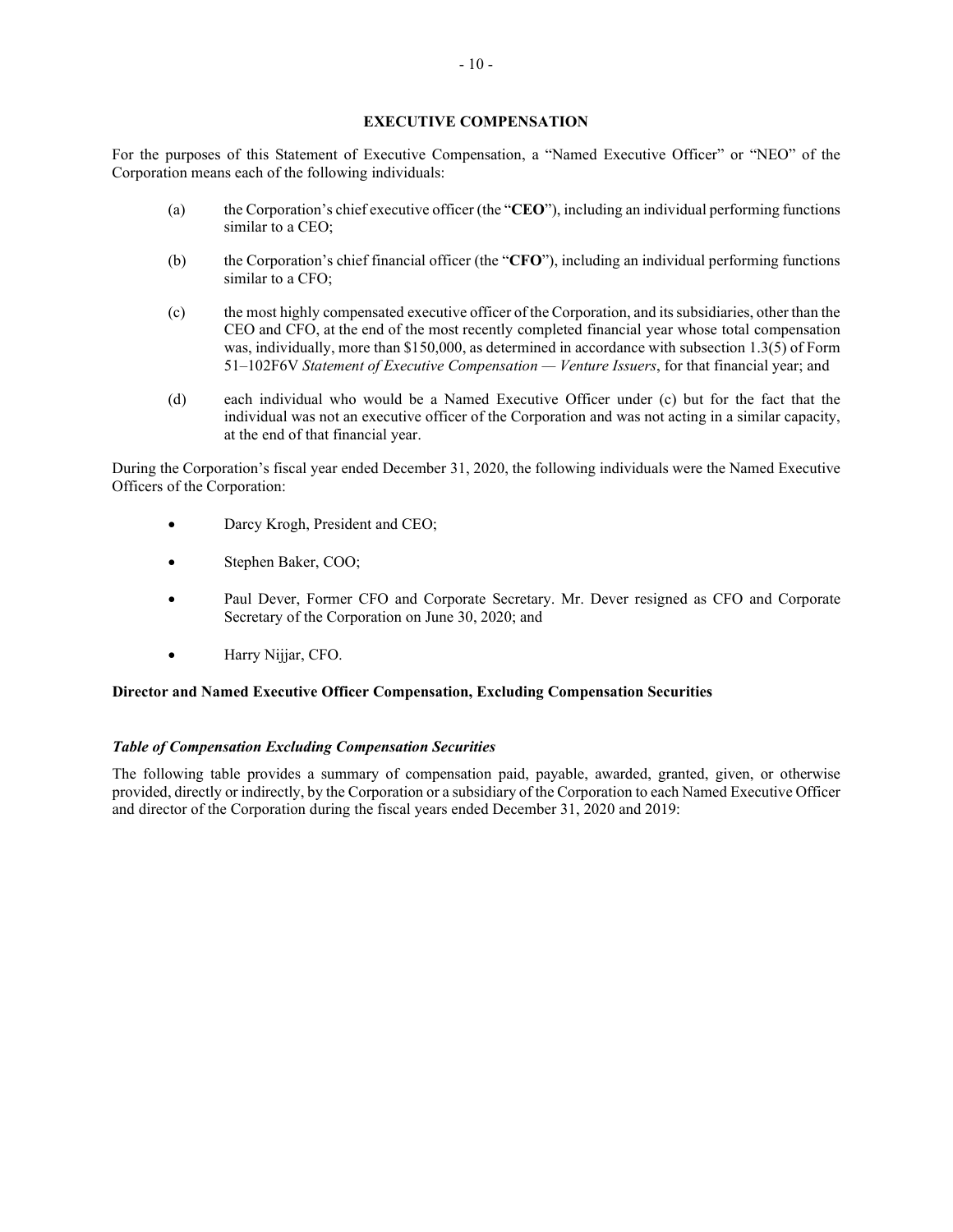## EXECUTIVE COMPENSATION

For the purposes of this Statement of Executive Compensation, a "Named Executive Officer" or "NEO" of the Corporation means each of the following individuals:

(a) the Corporation's chief executive officer (the "**CEO**"), including an individual performing functions similar to a CEO;

(b) the Corporation's chief financial officer (the "**CFO**"), including an individual performing functions similar to a CFO;

(c) the most highly compensated executive officer of the Corporation, and its subsidiaries, other than the CEO and CFO, at the end of the most recently completed financial year whose total compensation was, individually, more than $150,000, as determined in accordance with subsection 1.3(5) of Form 51–102F6V *Statement of Executive Compensation — Venture Issuers*, for that financial year; and

(d) each individual who would be a Named Executive Officer under (c) but for the fact that the individual was not an executive officer of the Corporation and was not acting in a similar capacity, at the end of that financial year.

During the Corporation's fiscal year ended December 31, 2020, the following individuals were the Named Executive Officers of the Corporation:

- Darcy Krogh, President and CEO;
- Stephen Baker, COO;
- Paul Dever, Former CFO and Corporate Secretary. Mr. Dever resigned as CFO and Corporate Secretary of the Corporation on June 30, 2020; and
- Harry Nijjar, CFO.

### Director and Named Executive Officer Compensation, Excluding Compensation Securities

#### *Table of Compensation Excluding Compensation Securities*

The following table provides a summary of compensation paid, payable, awarded, granted, given, or otherwise provided, directly or indirectly, by the Corporation or a subsidiary of the Corporation to each Named Executive Officer and director of the Corporation during the fiscal years ended December 31, 2020 and 2019: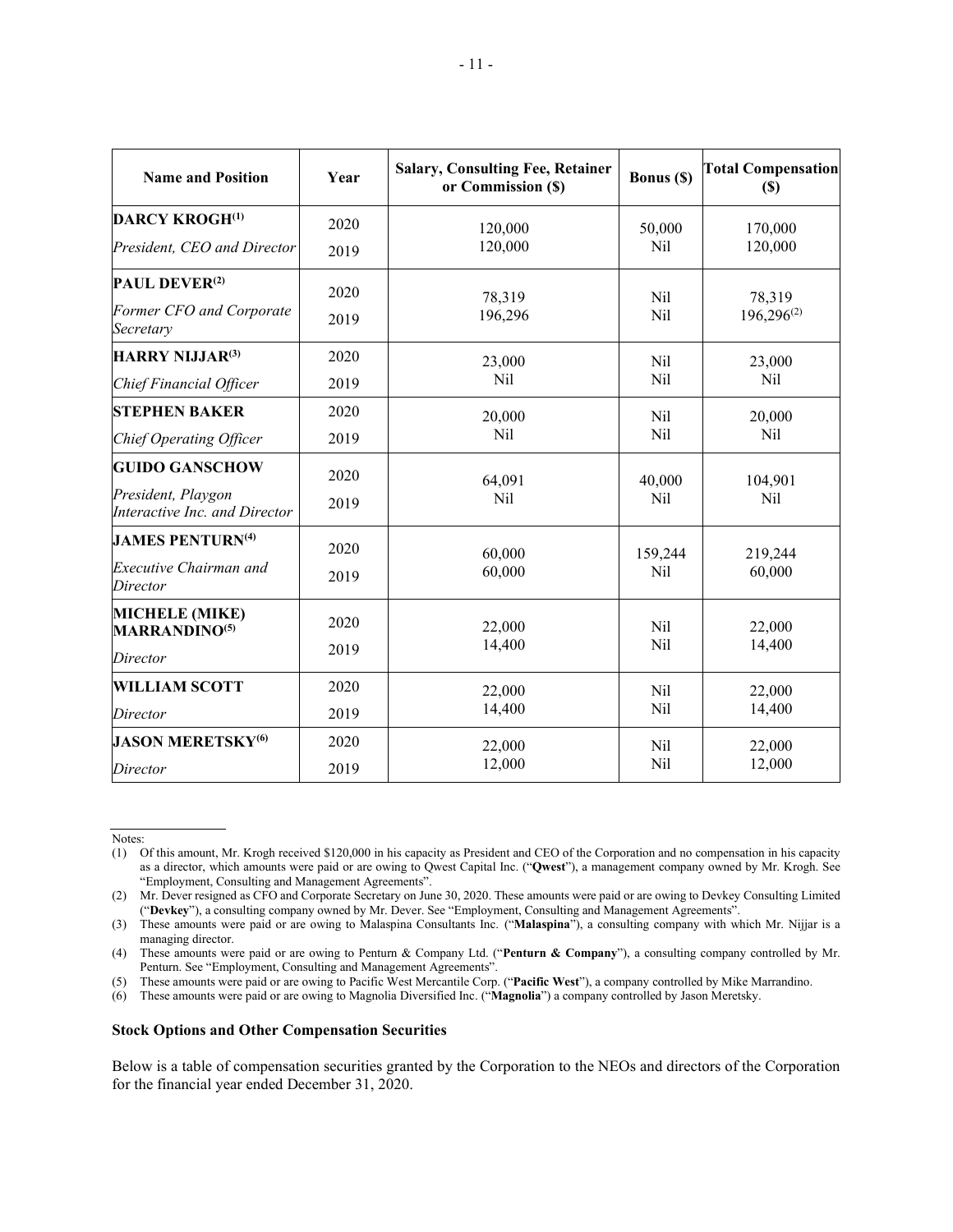| Name and Position | Year | Salary, Consulting Fee, Retainer or Commission ($) | Bonus ($) | Total Compensation ($) |
|---|---|---|---|---|
| **DARCY KROGH**[(1)] *President, CEO and Director* | 2020<br>2019 | 120,000<br>120,000 | 50,000<br>Nil | 170,000<br>120,000 |
| **PAUL DEVER**[(2)] *Former CFO and Corporate Secretary* | 2020<br>2019 | 78,319<br>196,296 | Nil<br>Nil | 78,319<br>196,296[(2)] |
| **HARRY NIJJAR**[(3)] *Chief Financial Officer* | 2020<br>2019 | 23,000<br>Nil | Nil<br>Nil | 23,000<br>Nil |
| **STEPHEN BAKER** *Chief Operating Officer* | 2020<br>2019 | 20,000<br>Nil | Nil<br>Nil | 20,000<br>Nil |
| **GUIDO GANSCHOW** *President, Playgon Interactive Inc. and Director* | 2020<br>2019 | 64,091<br>Nil | 40,000<br>Nil | 104,901<br>Nil |
| **JAMES PENTURN**[(4)] *Executive Chairman and Director* | 2020<br>2019 | 60,000<br>60,000 | 159,244<br>Nil | 219,244<br>60,000 |
| **MICHELE (MIKE) MARRANDINO**[(5)] *Director* | 2020<br>2019 | 22,000<br>14,400 | Nil<br>Nil | 22,000<br>14,400 |
| **WILLIAM SCOTT** *Director* | 2020<br>2019 | 22,000<br>14,400 | Nil<br>Nil | 22,000<br>14,400 |
| **JASON MERETSKY**[(6)] *Director* | 2020<br>2019 | 22,000<br>12,000 | Nil<br>Nil | 22,000<br>12,000 |

Notes:

(1) Of this amount, Mr. Krogh received $120,000 in his capacity as President and CEO of the Corporation and no compensation in his capacity as a director, which amounts were paid or are owing to Qwest Capital Inc. ("**Qwest**"), a management company owned by Mr. Krogh. See "Employment, Consulting and Management Agreements".

(2) Mr. Dever resigned as CFO and Corporate Secretary on June 30, 2020. These amounts were paid or are owing to Devkey Consulting Limited ("**Devkey**"), a consulting company owned by Mr. Dever. See "Employment, Consulting and Management Agreements".

(3) These amounts were paid or are owing to Malaspina Consultants Inc. ("**Malaspina**"), a consulting company with which Mr. Nijjar is a managing director.

(4) These amounts were paid or are owing to Penturn & Company Ltd. ("**Penturn & Company**"), a consulting company controlled by Mr. Penturn. See "Employment, Consulting and Management Agreements".

(5) These amounts were paid or are owing to Pacific West Mercantile Corp. ("**Pacific West**"), a company controlled by Mike Marrandino.

(6) These amounts were paid or are owing to Magnolia Diversified Inc. ("**Magnolia**") a company controlled by Jason Meretsky.

**Stock Options and Other Compensation Securities**

Below is a table of compensation securities granted by the Corporation to the NEOs and directors of the Corporation for the financial year ended December 31, 2020.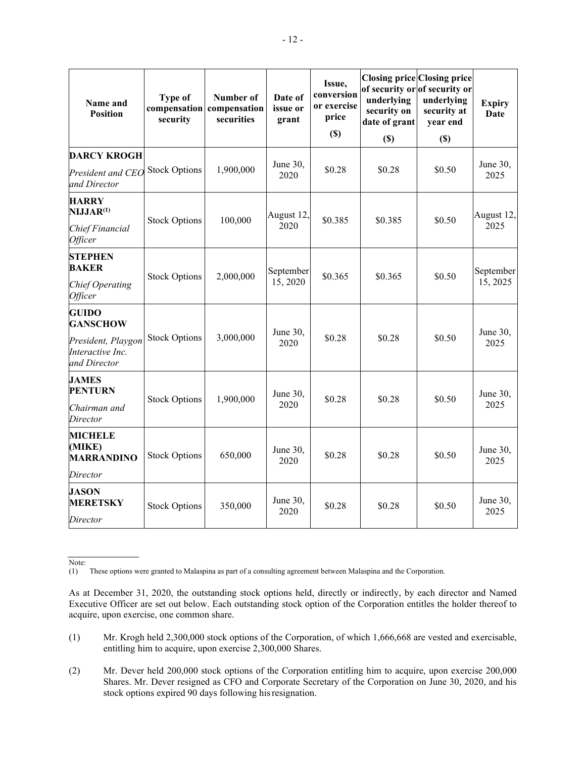| Name and Position | Type of compensation security | Number of compensation securities | Date of issue or grant | Issue, conversion or exercise price ($) | Closing price of security or underlying security on date of grant ($) | Closing price of security or underlying security at year end ($) | Expiry Date |
|---|---|---|---|---|---|---|---|
| **DARCY KROGH** *President and CEO and Director* | Stock Options | 1,900,000 | June 30, 2020 | $0.28 | $0.28 | $0.50 | June 30, 2025 |
| **HARRY NIJJAR**(1) *Chief Financial Officer* | Stock Options | 100,000 | August 12, 2020 | $0.385 | $0.385 | $0.50 | August 12, 2025 |
| **STEPHEN BAKER** *Chief Operating Officer* | Stock Options | 2,000,000 | September 15, 2020 | $0.365 | $0.365 | $0.50 | September 15, 2025 |
| **GUIDO GANSCHOW** *President, Playgon Interactive Inc. and Director* | Stock Options | 3,000,000 | June 30, 2020 | $0.28 | $0.28 | $0.50 | June 30, 2025 |
| **JAMES PENTURN** *Chairman and Director* | Stock Options | 1,900,000 | June 30, 2020 | $0.28 | $0.28 | $0.50 | June 30, 2025 |
| **MICHELE (MIKE) MARRANDINO** *Director* | Stock Options | 650,000 | June 30, 2020 | $0.28 | $0.28 | $0.50 | June 30, 2025 |
| **JASON MERETSKY** *Director* | Stock Options | 350,000 | June 30, 2020 | $0.28 | $0.28 | $0.50 | June 30, 2025 |

Note:

(1) These options were granted to Malaspina as part of a consulting agreement between Malaspina and the Corporation.

As at December 31, 2020, the outstanding stock options held, directly or indirectly, by each director and Named Executive Officer are set out below. Each outstanding stock option of the Corporation entitles the holder thereof to acquire, upon exercise, one common share.

(1) Mr. Krogh held 2,300,000 stock options of the Corporation, of which 1,666,668 are vested and exercisable, entitling him to acquire, upon exercise 2,300,000 Shares.

(2) Mr. Dever held 200,000 stock options of the Corporation entitling him to acquire, upon exercise 200,000 Shares. Mr. Dever resigned as CFO and Corporate Secretary of the Corporation on June 30, 2020, and his stock options expired 90 days following his resignation.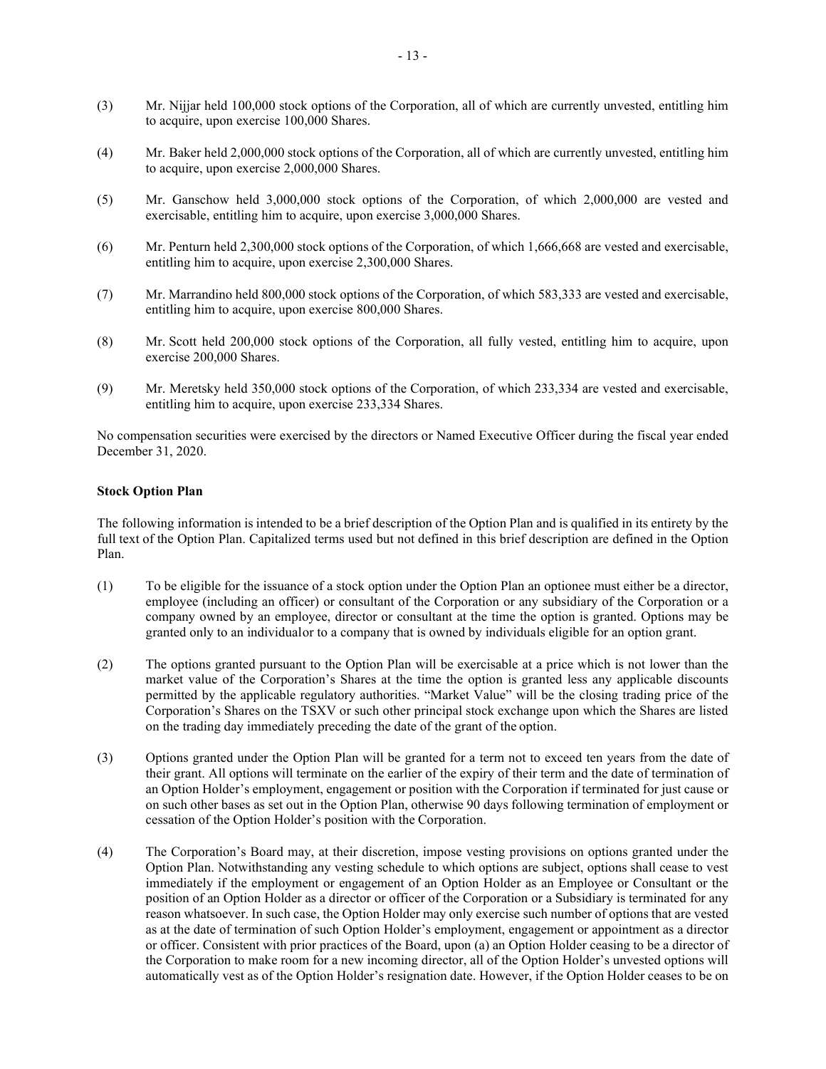(3) Mr. Nijjar held 100,000 stock options of the Corporation, all of which are currently unvested, entitling him to acquire, upon exercise 100,000 Shares.

(4) Mr. Baker held 2,000,000 stock options of the Corporation, all of which are currently unvested, entitling him to acquire, upon exercise 2,000,000 Shares.

(5) Mr. Ganschow held 3,000,000 stock options of the Corporation, of which 2,000,000 are vested and exercisable, entitling him to acquire, upon exercise 3,000,000 Shares.

(6) Mr. Penturn held 2,300,000 stock options of the Corporation, of which 1,666,668 are vested and exercisable, entitling him to acquire, upon exercise 2,300,000 Shares.

(7) Mr. Marrandino held 800,000 stock options of the Corporation, of which 583,333 are vested and exercisable, entitling him to acquire, upon exercise 800,000 Shares.

(8) Mr. Scott held 200,000 stock options of the Corporation, all fully vested, entitling him to acquire, upon exercise 200,000 Shares.

(9) Mr. Meretsky held 350,000 stock options of the Corporation, of which 233,334 are vested and exercisable, entitling him to acquire, upon exercise 233,334 Shares.

No compensation securities were exercised by the directors or Named Executive Officer during the fiscal year ended December 31, 2020.

**Stock Option Plan**

The following information is intended to be a brief description of the Option Plan and is qualified in its entirety by the full text of the Option Plan. Capitalized terms used but not defined in this brief description are defined in the Option Plan.

(1) To be eligible for the issuance of a stock option under the Option Plan an optionee must either be a director, employee (including an officer) or consultant of the Corporation or any subsidiary of the Corporation or a company owned by an employee, director or consultant at the time the option is granted. Options may be granted only to an individualor to a company that is owned by individuals eligible for an option grant.

(2) The options granted pursuant to the Option Plan will be exercisable at a price which is not lower than the market value of the Corporation's Shares at the time the option is granted less any applicable discounts permitted by the applicable regulatory authorities. "Market Value" will be the closing trading price of the Corporation's Shares on the TSXV or such other principal stock exchange upon which the Shares are listed on the trading day immediately preceding the date of the grant of the option.

(3) Options granted under the Option Plan will be granted for a term not to exceed ten years from the date of their grant. All options will terminate on the earlier of the expiry of their term and the date of termination of an Option Holder's employment, engagement or position with the Corporation if terminated for just cause or on such other bases as set out in the Option Plan, otherwise 90 days following termination of employment or cessation of the Option Holder's position with the Corporation.

(4) The Corporation's Board may, at their discretion, impose vesting provisions on options granted under the Option Plan. Notwithstanding any vesting schedule to which options are subject, options shall cease to vest immediately if the employment or engagement of an Option Holder as an Employee or Consultant or the position of an Option Holder as a director or officer of the Corporation or a Subsidiary is terminated for any reason whatsoever. In such case, the Option Holder may only exercise such number of options that are vested as at the date of termination of such Option Holder's employment, engagement or appointment as a director or officer. Consistent with prior practices of the Board, upon (a) an Option Holder ceasing to be a director of the Corporation to make room for a new incoming director, all of the Option Holder's unvested options will automatically vest as of the Option Holder's resignation date. However, if the Option Holder ceases to be on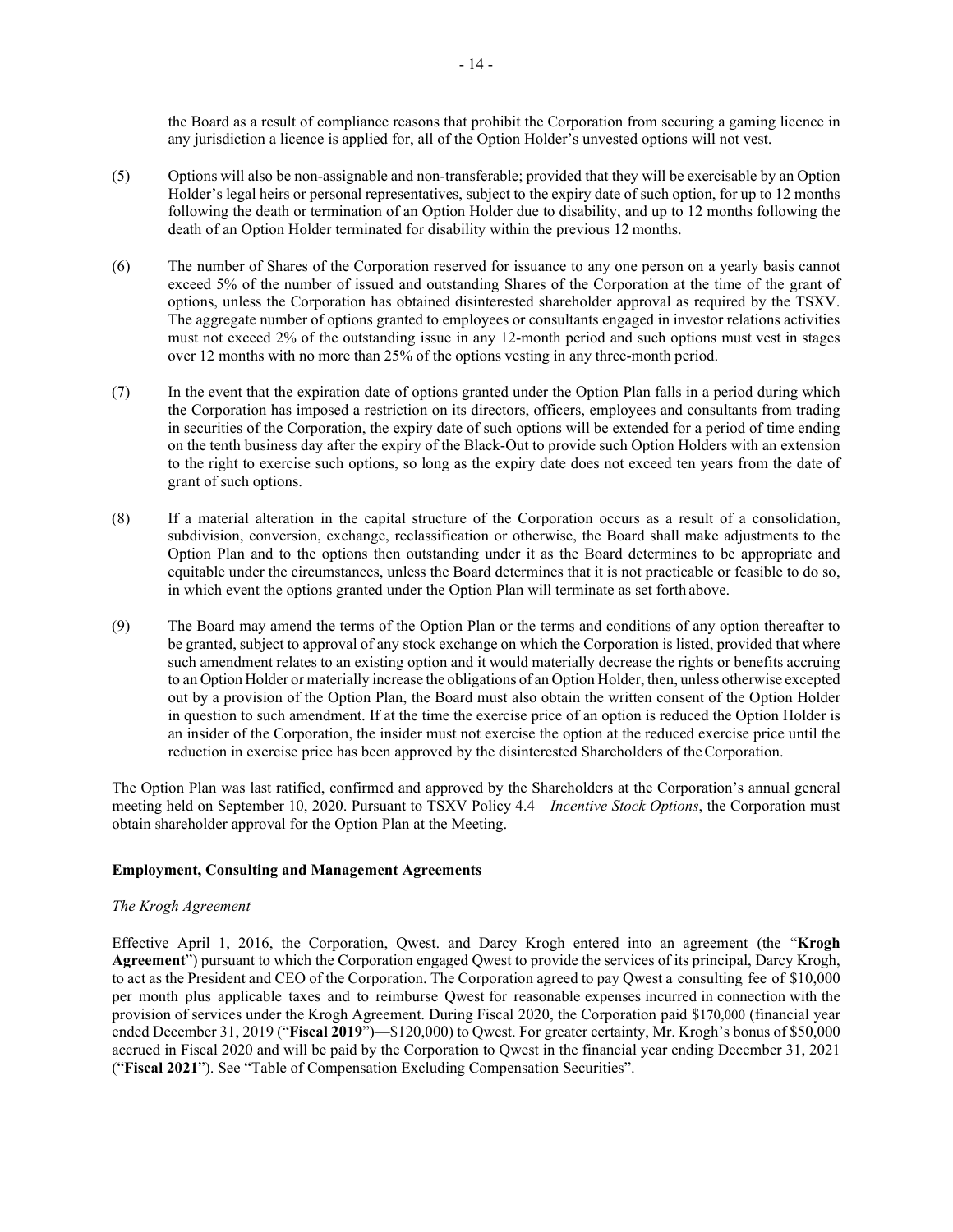the Board as a result of compliance reasons that prohibit the Corporation from securing a gaming licence in any jurisdiction a licence is applied for, all of the Option Holder's unvested options will not vest.

(5) Options will also be non-assignable and non-transferable; provided that they will be exercisable by an Option Holder's legal heirs or personal representatives, subject to the expiry date of such option, for up to 12 months following the death or termination of an Option Holder due to disability, and up to 12 months following the death of an Option Holder terminated for disability within the previous 12 months.

(6) The number of Shares of the Corporation reserved for issuance to any one person on a yearly basis cannot exceed 5% of the number of issued and outstanding Shares of the Corporation at the time of the grant of options, unless the Corporation has obtained disinterested shareholder approval as required by the TSXV. The aggregate number of options granted to employees or consultants engaged in investor relations activities must not exceed 2% of the outstanding issue in any 12-month period and such options must vest in stages over 12 months with no more than 25% of the options vesting in any three-month period.

(7) In the event that the expiration date of options granted under the Option Plan falls in a period during which the Corporation has imposed a restriction on its directors, officers, employees and consultants from trading in securities of the Corporation, the expiry date of such options will be extended for a period of time ending on the tenth business day after the expiry of the Black-Out to provide such Option Holders with an extension to the right to exercise such options, so long as the expiry date does not exceed ten years from the date of grant of such options.

(8) If a material alteration in the capital structure of the Corporation occurs as a result of a consolidation, subdivision, conversion, exchange, reclassification or otherwise, the Board shall make adjustments to the Option Plan and to the options then outstanding under it as the Board determines to be appropriate and equitable under the circumstances, unless the Board determines that it is not practicable or feasible to do so, in which event the options granted under the Option Plan will terminate as set forth above.

(9) The Board may amend the terms of the Option Plan or the terms and conditions of any option thereafter to be granted, subject to approval of any stock exchange on which the Corporation is listed, provided that where such amendment relates to an existing option and it would materially decrease the rights or benefits accruing to an Option Holder or materially increase the obligations of an Option Holder, then, unless otherwise excepted out by a provision of the Option Plan, the Board must also obtain the written consent of the Option Holder in question to such amendment. If at the time the exercise price of an option is reduced the Option Holder is an insider of the Corporation, the insider must not exercise the option at the reduced exercise price until the reduction in exercise price has been approved by the disinterested Shareholders of the Corporation.

The Option Plan was last ratified, confirmed and approved by the Shareholders at the Corporation's annual general meeting held on September 10, 2020. Pursuant to TSXV Policy 4.4—*Incentive Stock Options*, the Corporation must obtain shareholder approval for the Option Plan at the Meeting.

**Employment, Consulting and Management Agreements**

*The Krogh Agreement*

Effective April 1, 2016, the Corporation, Qwest. and Darcy Krogh entered into an agreement (the "**Krogh Agreement**") pursuant to which the Corporation engaged Qwest to provide the services of its principal, Darcy Krogh, to act as the President and CEO of the Corporation. The Corporation agreed to pay Qwest a consulting fee of $10,000 per month plus applicable taxes and to reimburse Qwest for reasonable expenses incurred in connection with the provision of services under the Krogh Agreement. During Fiscal 2020, the Corporation paid $170,000 (financial year ended December 31, 2019 ("**Fiscal 2019**")—$120,000) to Qwest. For greater certainty, Mr. Krogh's bonus of $50,000 accrued in Fiscal 2020 and will be paid by the Corporation to Qwest in the financial year ending December 31, 2021 ("**Fiscal 2021**"). See "Table of Compensation Excluding Compensation Securities".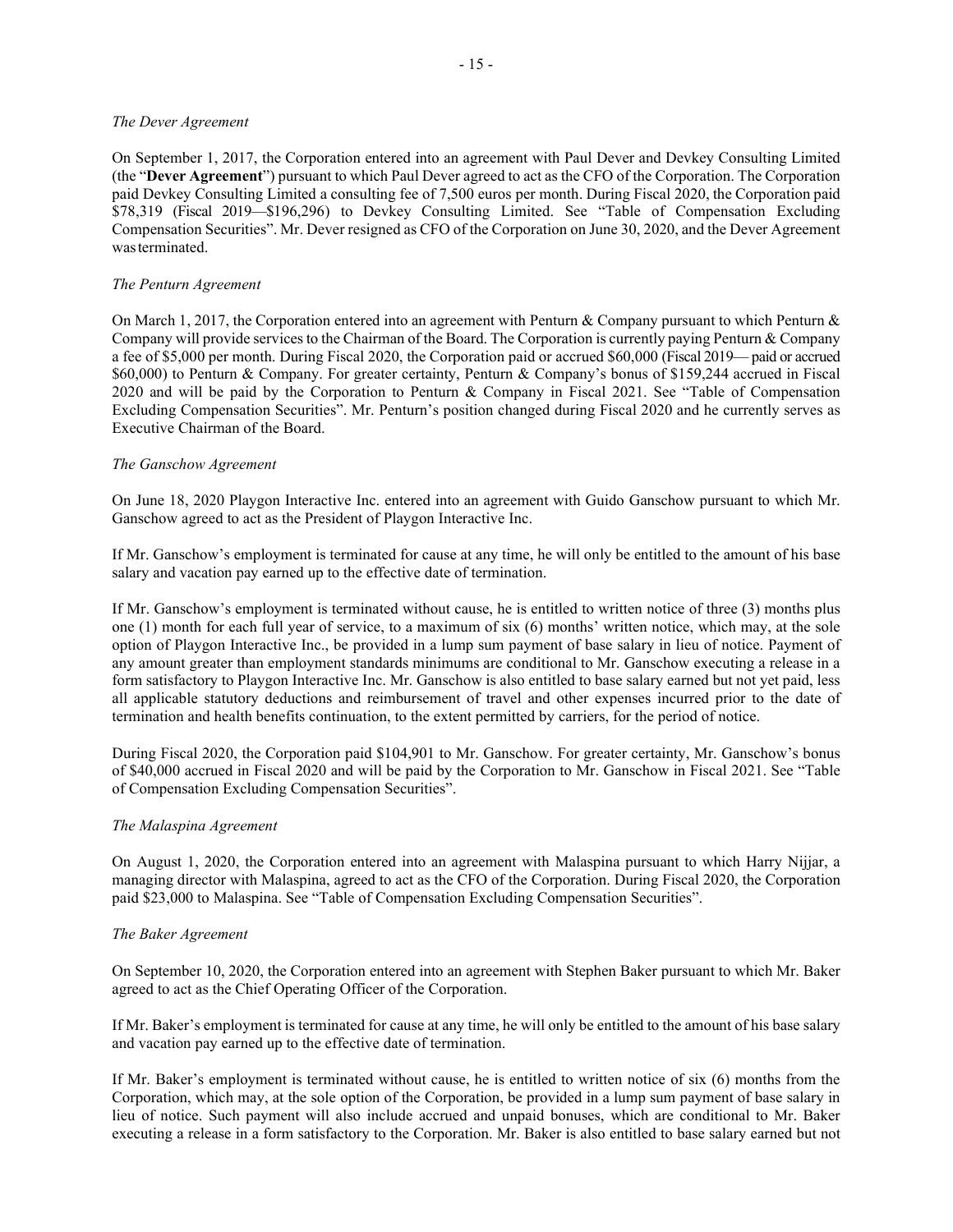*The Dever Agreement*

On September 1, 2017, the Corporation entered into an agreement with Paul Dever and Devkey Consulting Limited (the "**Dever Agreement**") pursuant to which Paul Dever agreed to act as the CFO of the Corporation. The Corporation paid Devkey Consulting Limited a consulting fee of 7,500 euros per month. During Fiscal 2020, the Corporation paid $78,319 (Fiscal 2019—$196,296) to Devkey Consulting Limited. See "Table of Compensation Excluding Compensation Securities". Mr. Dever resigned as CFO of the Corporation on June 30, 2020, and the Dever Agreement was terminated.

*The Penturn Agreement*

On March 1, 2017, the Corporation entered into an agreement with Penturn & Company pursuant to which Penturn & Company will provide services to the Chairman of the Board. The Corporation is currently paying Penturn & Company a fee of $5,000 per month. During Fiscal 2020, the Corporation paid or accrued $60,000 (Fiscal 2019— paid or accrued $60,000) to Penturn & Company. For greater certainty, Penturn & Company's bonus of $159,244 accrued in Fiscal 2020 and will be paid by the Corporation to Penturn & Company in Fiscal 2021. See "Table of Compensation Excluding Compensation Securities". Mr. Penturn's position changed during Fiscal 2020 and he currently serves as Executive Chairman of the Board.

*The Ganschow Agreement*

On June 18, 2020 Playgon Interactive Inc. entered into an agreement with Guido Ganschow pursuant to which Mr. Ganschow agreed to act as the President of Playgon Interactive Inc.

If Mr. Ganschow's employment is terminated for cause at any time, he will only be entitled to the amount of his base salary and vacation pay earned up to the effective date of termination.

If Mr. Ganschow's employment is terminated without cause, he is entitled to written notice of three (3) months plus one (1) month for each full year of service, to a maximum of six (6) months' written notice, which may, at the sole option of Playgon Interactive Inc., be provided in a lump sum payment of base salary in lieu of notice. Payment of any amount greater than employment standards minimums are conditional to Mr. Ganschow executing a release in a form satisfactory to Playgon Interactive Inc. Mr. Ganschow is also entitled to base salary earned but not yet paid, less all applicable statutory deductions and reimbursement of travel and other expenses incurred prior to the date of termination and health benefits continuation, to the extent permitted by carriers, for the period of notice.

During Fiscal 2020, the Corporation paid $104,901 to Mr. Ganschow. For greater certainty, Mr. Ganschow's bonus of $40,000 accrued in Fiscal 2020 and will be paid by the Corporation to Mr. Ganschow in Fiscal 2021. See "Table of Compensation Excluding Compensation Securities".

*The Malaspina Agreement*

On August 1, 2020, the Corporation entered into an agreement with Malaspina pursuant to which Harry Nijjar, a managing director with Malaspina, agreed to act as the CFO of the Corporation. During Fiscal 2020, the Corporation paid $23,000 to Malaspina. See "Table of Compensation Excluding Compensation Securities".

*The Baker Agreement*

On September 10, 2020, the Corporation entered into an agreement with Stephen Baker pursuant to which Mr. Baker agreed to act as the Chief Operating Officer of the Corporation.

If Mr. Baker's employment is terminated for cause at any time, he will only be entitled to the amount of his base salary and vacation pay earned up to the effective date of termination.

If Mr. Baker's employment is terminated without cause, he is entitled to written notice of six (6) months from the Corporation, which may, at the sole option of the Corporation, be provided in a lump sum payment of base salary in lieu of notice. Such payment will also include accrued and unpaid bonuses, which are conditional to Mr. Baker executing a release in a form satisfactory to the Corporation. Mr. Baker is also entitled to base salary earned but not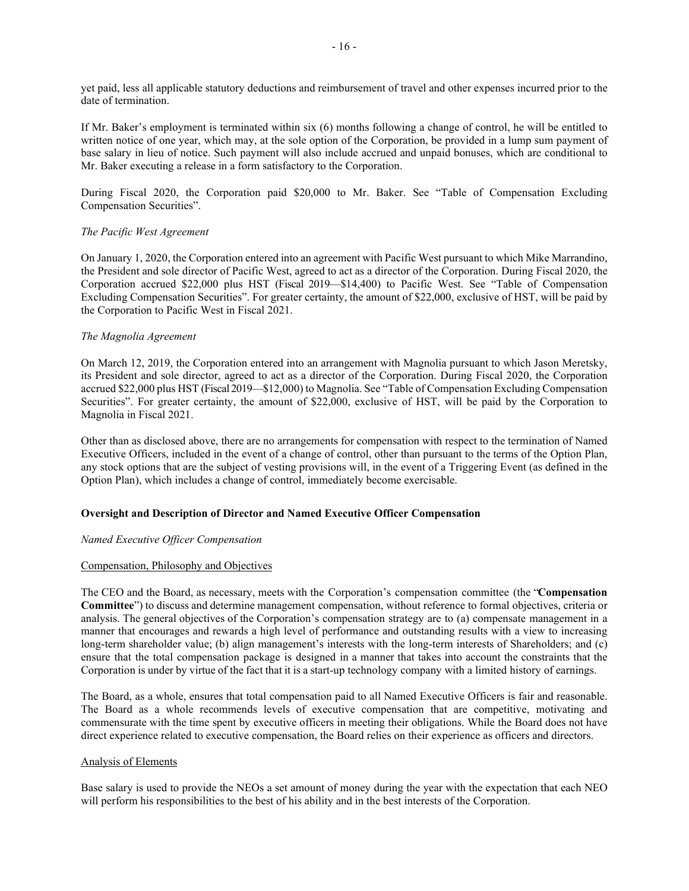yet paid, less all applicable statutory deductions and reimbursement of travel and other expenses incurred prior to the date of termination.

If Mr. Baker's employment is terminated within six (6) months following a change of control, he will be entitled to written notice of one year, which may, at the sole option of the Corporation, be provided in a lump sum payment of base salary in lieu of notice. Such payment will also include accrued and unpaid bonuses, which are conditional to Mr. Baker executing a release in a form satisfactory to the Corporation.

During Fiscal 2020, the Corporation paid $20,000 to Mr. Baker. See "Table of Compensation Excluding Compensation Securities".

*The Pacific West Agreement*

On January 1, 2020, the Corporation entered into an agreement with Pacific West pursuant to which Mike Marrandino, the President and sole director of Pacific West, agreed to act as a director of the Corporation. During Fiscal 2020, the Corporation accrued $22,000 plus HST (Fiscal 2019—$14,400) to Pacific West. See "Table of Compensation Excluding Compensation Securities". For greater certainty, the amount of $22,000, exclusive of HST, will be paid by the Corporation to Pacific West in Fiscal 2021.

*The Magnolia Agreement*

On March 12, 2019, the Corporation entered into an arrangement with Magnolia pursuant to which Jason Meretsky, its President and sole director, agreed to act as a director of the Corporation. During Fiscal 2020, the Corporation accrued $22,000 plus HST (Fiscal 2019—$12,000) to Magnolia. See "Table of Compensation Excluding Compensation Securities". For greater certainty, the amount of $22,000, exclusive of HST, will be paid by the Corporation to Magnolia in Fiscal 2021.

Other than as disclosed above, there are no arrangements for compensation with respect to the termination of Named Executive Officers, included in the event of a change of control, other than pursuant to the terms of the Option Plan, any stock options that are the subject of vesting provisions will, in the event of a Triggering Event (as defined in the Option Plan), which includes a change of control, immediately become exercisable.

**Oversight and Description of Director and Named Executive Officer Compensation**

*Named Executive Officer Compensation*

Compensation, Philosophy and Objectives

The CEO and the Board, as necessary, meets with the Corporation's compensation committee (the "**Compensation Committee**") to discuss and determine management compensation, without reference to formal objectives, criteria or analysis. The general objectives of the Corporation's compensation strategy are to (a) compensate management in a manner that encourages and rewards a high level of performance and outstanding results with a view to increasing long-term shareholder value; (b) align management's interests with the long-term interests of Shareholders; and (c) ensure that the total compensation package is designed in a manner that takes into account the constraints that the Corporation is under by virtue of the fact that it is a start-up technology company with a limited history of earnings.

The Board, as a whole, ensures that total compensation paid to all Named Executive Officers is fair and reasonable. The Board as a whole recommends levels of executive compensation that are competitive, motivating and commensurate with the time spent by executive officers in meeting their obligations. While the Board does not have direct experience related to executive compensation, the Board relies on their experience as officers and directors.

Analysis of Elements

Base salary is used to provide the NEOs a set amount of money during the year with the expectation that each NEO will perform his responsibilities to the best of his ability and in the best interests of the Corporation.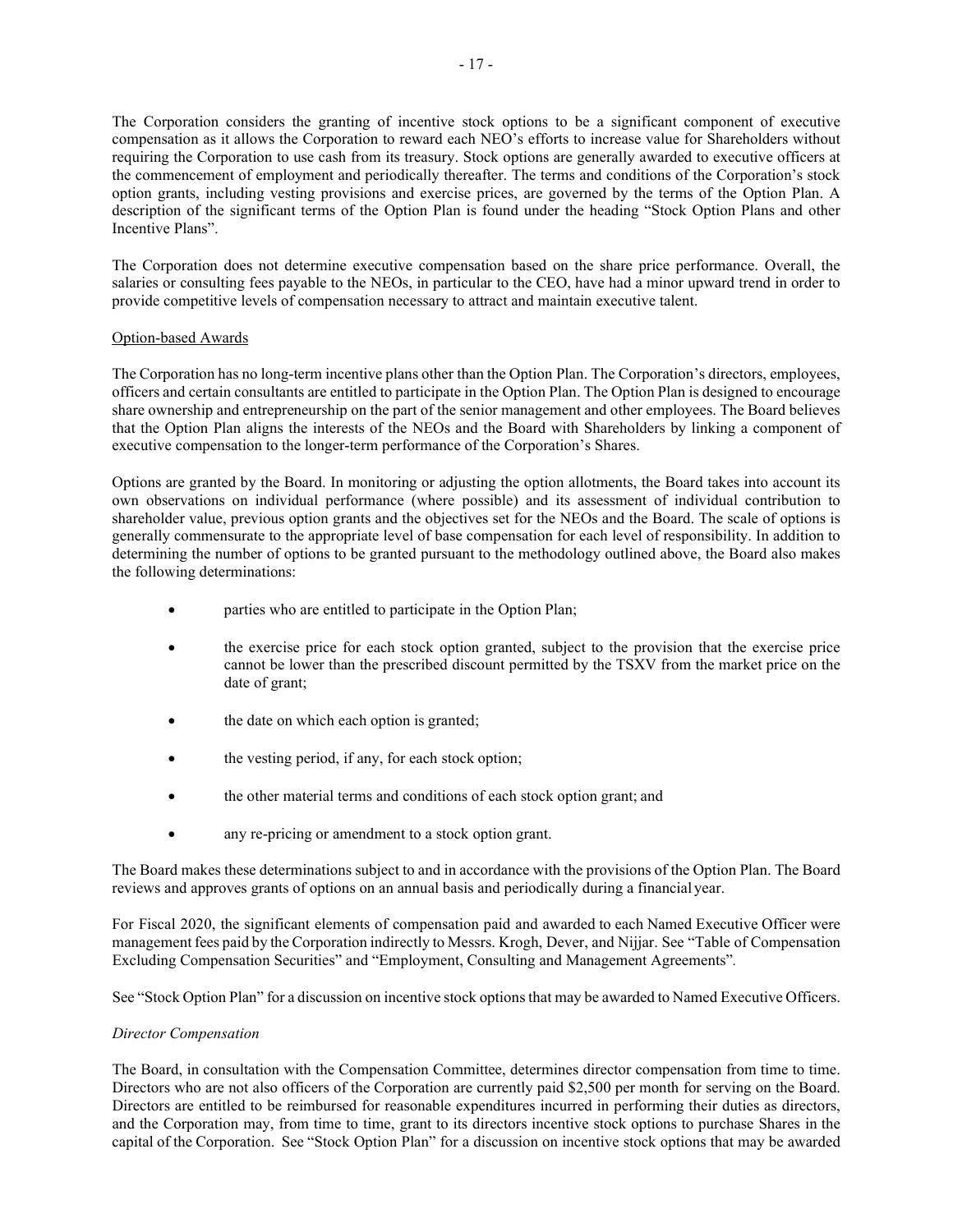The Corporation considers the granting of incentive stock options to be a significant component of executive compensation as it allows the Corporation to reward each NEO's efforts to increase value for Shareholders without requiring the Corporation to use cash from its treasury. Stock options are generally awarded to executive officers at the commencement of employment and periodically thereafter. The terms and conditions of the Corporation's stock option grants, including vesting provisions and exercise prices, are governed by the terms of the Option Plan. A description of the significant terms of the Option Plan is found under the heading "Stock Option Plans and other Incentive Plans".

The Corporation does not determine executive compensation based on the share price performance. Overall, the salaries or consulting fees payable to the NEOs, in particular to the CEO, have had a minor upward trend in order to provide competitive levels of compensation necessary to attract and maintain executive talent.

Option-based Awards

The Corporation has no long-term incentive plans other than the Option Plan. The Corporation's directors, employees, officers and certain consultants are entitled to participate in the Option Plan. The Option Plan is designed to encourage share ownership and entrepreneurship on the part of the senior management and other employees. The Board believes that the Option Plan aligns the interests of the NEOs and the Board with Shareholders by linking a component of executive compensation to the longer-term performance of the Corporation's Shares.

Options are granted by the Board. In monitoring or adjusting the option allotments, the Board takes into account its own observations on individual performance (where possible) and its assessment of individual contribution to shareholder value, previous option grants and the objectives set for the NEOs and the Board. The scale of options is generally commensurate to the appropriate level of base compensation for each level of responsibility. In addition to determining the number of options to be granted pursuant to the methodology outlined above, the Board also makes the following determinations:

- parties who are entitled to participate in the Option Plan;
- the exercise price for each stock option granted, subject to the provision that the exercise price cannot be lower than the prescribed discount permitted by the TSXV from the market price on the date of grant;
- the date on which each option is granted;
- the vesting period, if any, for each stock option;
- the other material terms and conditions of each stock option grant; and
- any re-pricing or amendment to a stock option grant.

The Board makes these determinations subject to and in accordance with the provisions of the Option Plan. The Board reviews and approves grants of options on an annual basis and periodically during a financial year.

For Fiscal 2020, the significant elements of compensation paid and awarded to each Named Executive Officer were management fees paid by the Corporation indirectly to Messrs. Krogh, Dever, and Nijjar. See "Table of Compensation Excluding Compensation Securities" and "Employment, Consulting and Management Agreements".

See "Stock Option Plan" for a discussion on incentive stock options that may be awarded to Named Executive Officers.

*Director Compensation*

The Board, in consultation with the Compensation Committee, determines director compensation from time to time. Directors who are not also officers of the Corporation are currently paid $2,500 per month for serving on the Board. Directors are entitled to be reimbursed for reasonable expenditures incurred in performing their duties as directors, and the Corporation may, from time to time, grant to its directors incentive stock options to purchase Shares in the capital of the Corporation. See "Stock Option Plan" for a discussion on incentive stock options that may be awarded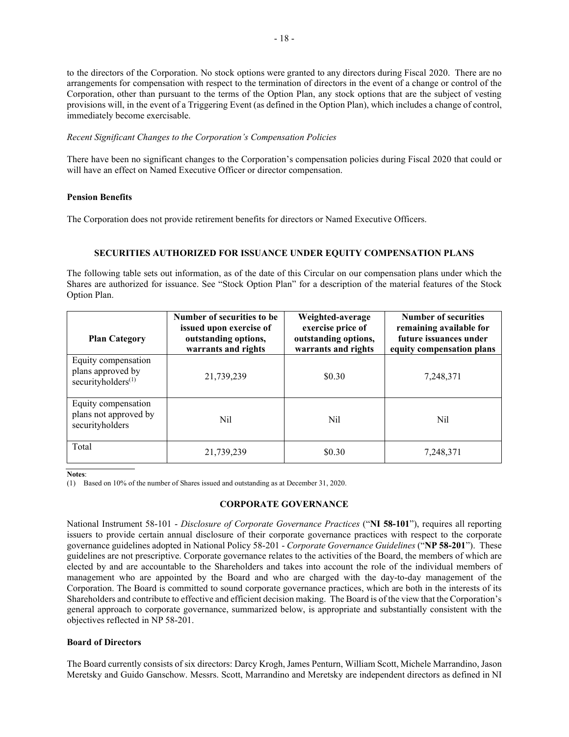to the directors of the Corporation. No stock options were granted to any directors during Fiscal 2020. There are no arrangements for compensation with respect to the termination of directors in the event of a change or control of the Corporation, other than pursuant to the terms of the Option Plan, any stock options that are the subject of vesting provisions will, in the event of a Triggering Event (as defined in the Option Plan), which includes a change of control, immediately become exercisable.

*Recent Significant Changes to the Corporation's Compensation Policies*

There have been no significant changes to the Corporation's compensation policies during Fiscal 2020 that could or will have an effect on Named Executive Officer or director compensation.

**Pension Benefits**

The Corporation does not provide retirement benefits for directors or Named Executive Officers.

## SECURITIES AUTHORIZED FOR ISSUANCE UNDER EQUITY COMPENSATION PLANS

The following table sets out information, as of the date of this Circular on our compensation plans under which the Shares are authorized for issuance. See "Stock Option Plan" for a description of the material features of the Stock Option Plan.

| Plan Category | Number of securities to be issued upon exercise of outstanding options, warrants and rights | Weighted-average exercise price of outstanding options, warrants and rights | Number of securities remaining available for future issuances under equity compensation plans |
|---|---|---|---|
| Equity compensation plans approved by securityholders[(1)] | 21,739,239 | $0.30 | 7,248,371 |
| Equity compensation plans not approved by securityholders | Nil | Nil | Nil |
| Total | 21,739,239 | $0.30 | 7,248,371 |

**Notes**:

(1) Based on 10% of the number of Shares issued and outstanding as at December 31, 2020.

## CORPORATE GOVERNANCE

National Instrument 58-101 - *Disclosure of Corporate Governance Practices* ("**NI 58-101**"), requires all reporting issuers to provide certain annual disclosure of their corporate governance practices with respect to the corporate governance guidelines adopted in National Policy 58-201 - *Corporate Governance Guidelines* ("**NP 58-201**"). These guidelines are not prescriptive. Corporate governance relates to the activities of the Board, the members of which are elected by and are accountable to the Shareholders and takes into account the role of the individual members of management who are appointed by the Board and who are charged with the day-to-day management of the Corporation. The Board is committed to sound corporate governance practices, which are both in the interests of its Shareholders and contribute to effective and efficient decision making. The Board is of the view that the Corporation's general approach to corporate governance, summarized below, is appropriate and substantially consistent with the objectives reflected in NP 58-201.

**Board of Directors**

The Board currently consists of six directors: Darcy Krogh, James Penturn, William Scott, Michele Marrandino, Jason Meretsky and Guido Ganschow. Messrs. Scott, Marrandino and Meretsky are independent directors as defined in NI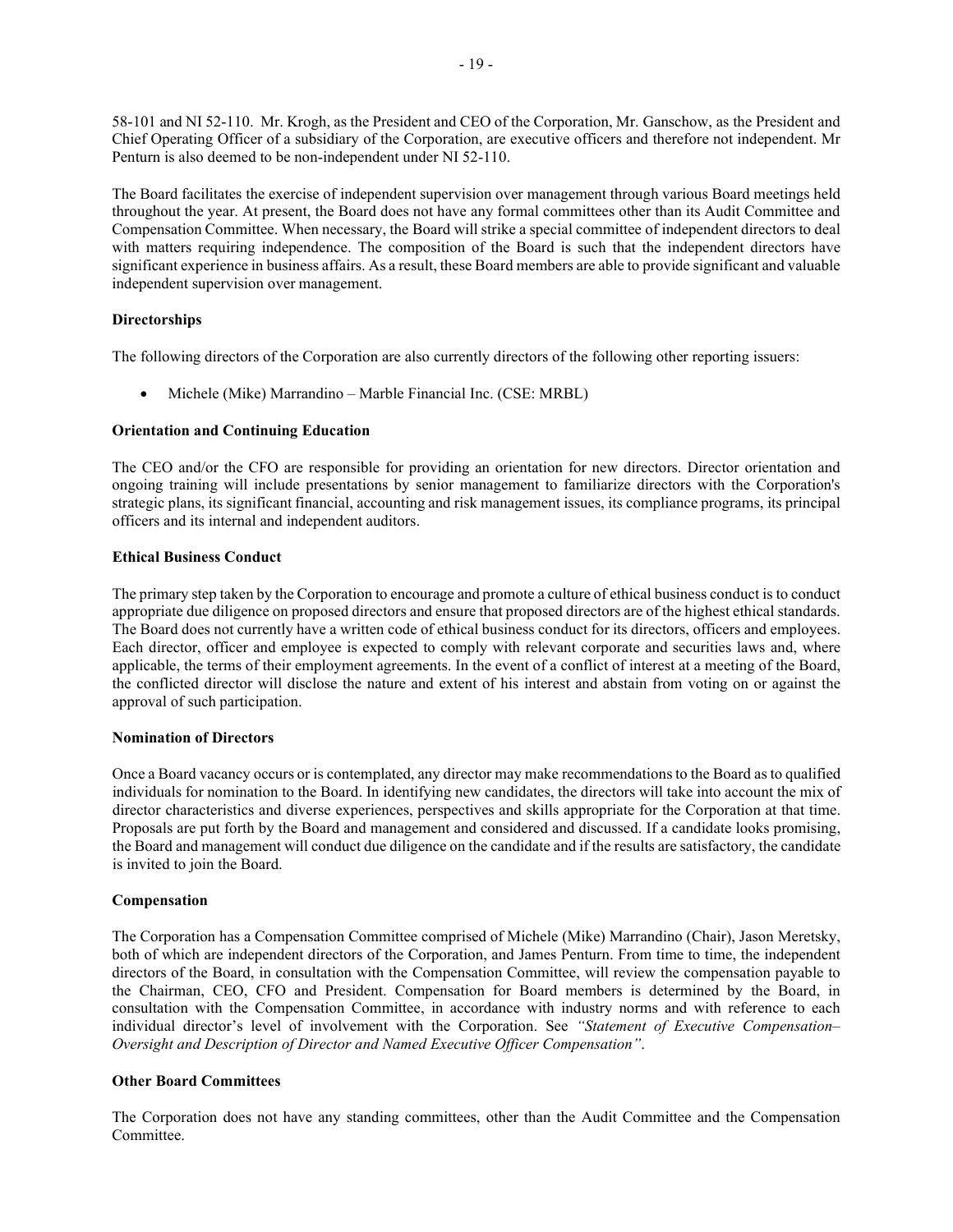58-101 and NI 52-110. Mr. Krogh, as the President and CEO of the Corporation, Mr. Ganschow, as the President and Chief Operating Officer of a subsidiary of the Corporation, are executive officers and therefore not independent. Mr Penturn is also deemed to be non-independent under NI 52-110.

The Board facilitates the exercise of independent supervision over management through various Board meetings held throughout the year. At present, the Board does not have any formal committees other than its Audit Committee and Compensation Committee. When necessary, the Board will strike a special committee of independent directors to deal with matters requiring independence. The composition of the Board is such that the independent directors have significant experience in business affairs. As a result, these Board members are able to provide significant and valuable independent supervision over management.

**Directorships**

The following directors of the Corporation are also currently directors of the following other reporting issuers:

- Michele (Mike) Marrandino – Marble Financial Inc. (CSE: MRBL)

**Orientation and Continuing Education**

The CEO and/or the CFO are responsible for providing an orientation for new directors. Director orientation and ongoing training will include presentations by senior management to familiarize directors with the Corporation's strategic plans, its significant financial, accounting and risk management issues, its compliance programs, its principal officers and its internal and independent auditors.

**Ethical Business Conduct**

The primary step taken by the Corporation to encourage and promote a culture of ethical business conduct is to conduct appropriate due diligence on proposed directors and ensure that proposed directors are of the highest ethical standards. The Board does not currently have a written code of ethical business conduct for its directors, officers and employees. Each director, officer and employee is expected to comply with relevant corporate and securities laws and, where applicable, the terms of their employment agreements. In the event of a conflict of interest at a meeting of the Board, the conflicted director will disclose the nature and extent of his interest and abstain from voting on or against the approval of such participation.

**Nomination of Directors**

Once a Board vacancy occurs or is contemplated, any director may make recommendations to the Board as to qualified individuals for nomination to the Board. In identifying new candidates, the directors will take into account the mix of director characteristics and diverse experiences, perspectives and skills appropriate for the Corporation at that time. Proposals are put forth by the Board and management and considered and discussed. If a candidate looks promising, the Board and management will conduct due diligence on the candidate and if the results are satisfactory, the candidate is invited to join the Board.

**Compensation**

The Corporation has a Compensation Committee comprised of Michele (Mike) Marrandino (Chair), Jason Meretsky, both of which are independent directors of the Corporation, and James Penturn. From time to time, the independent directors of the Board, in consultation with the Compensation Committee, will review the compensation payable to the Chairman, CEO, CFO and President. Compensation for Board members is determined by the Board, in consultation with the Compensation Committee, in accordance with industry norms and with reference to each individual director's level of involvement with the Corporation. See *"Statement of Executive Compensation– Oversight and Description of Director and Named Executive Officer Compensation"*.

**Other Board Committees**

The Corporation does not have any standing committees, other than the Audit Committee and the Compensation Committee.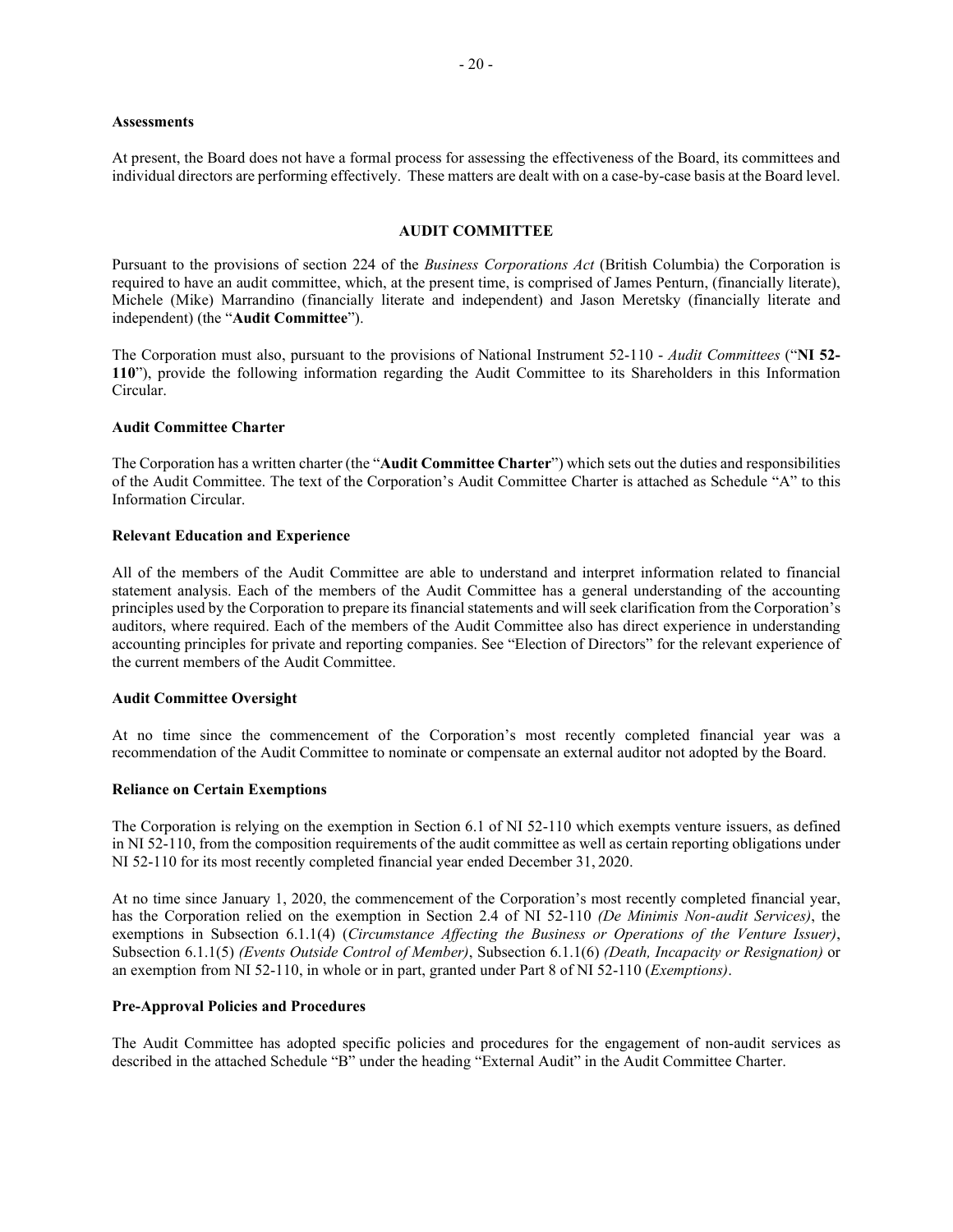**Assessments**

At present, the Board does not have a formal process for assessing the effectiveness of the Board, its committees and individual directors are performing effectively. These matters are dealt with on a case-by-case basis at the Board level.

## AUDIT COMMITTEE

Pursuant to the provisions of section 224 of the *Business Corporations Act* (British Columbia) the Corporation is required to have an audit committee, which, at the present time, is comprised of James Penturn, (financially literate), Michele (Mike) Marrandino (financially literate and independent) and Jason Meretsky (financially literate and independent) (the "**Audit Committee**").

The Corporation must also, pursuant to the provisions of National Instrument 52-110 - *Audit Committees* ("**NI 52-110**"), provide the following information regarding the Audit Committee to its Shareholders in this Information Circular.

**Audit Committee Charter**

The Corporation has a written charter (the "**Audit Committee Charter**") which sets out the duties and responsibilities of the Audit Committee. The text of the Corporation's Audit Committee Charter is attached as Schedule "A" to this Information Circular.

**Relevant Education and Experience**

All of the members of the Audit Committee are able to understand and interpret information related to financial statement analysis. Each of the members of the Audit Committee has a general understanding of the accounting principles used by the Corporation to prepare its financial statements and will seek clarification from the Corporation's auditors, where required. Each of the members of the Audit Committee also has direct experience in understanding accounting principles for private and reporting companies. See "Election of Directors" for the relevant experience of the current members of the Audit Committee.

**Audit Committee Oversight**

At no time since the commencement of the Corporation's most recently completed financial year was a recommendation of the Audit Committee to nominate or compensate an external auditor not adopted by the Board.

**Reliance on Certain Exemptions**

The Corporation is relying on the exemption in Section 6.1 of NI 52-110 which exempts venture issuers, as defined in NI 52-110, from the composition requirements of the audit committee as well as certain reporting obligations under NI 52-110 for its most recently completed financial year ended December 31, 2020.

At no time since January 1, 2020, the commencement of the Corporation's most recently completed financial year, has the Corporation relied on the exemption in Section 2.4 of NI 52-110 *(De Minimis Non-audit Services)*, the exemptions in Subsection 6.1.1(4) (*Circumstance Affecting the Business or Operations of the Venture Issuer)*, Subsection 6.1.1(5) *(Events Outside Control of Member)*, Subsection 6.1.1(6) *(Death, Incapacity or Resignation)* or an exemption from NI 52-110, in whole or in part, granted under Part 8 of NI 52-110 (*Exemptions)*.

**Pre-Approval Policies and Procedures**

The Audit Committee has adopted specific policies and procedures for the engagement of non-audit services as described in the attached Schedule "B" under the heading "External Audit" in the Audit Committee Charter.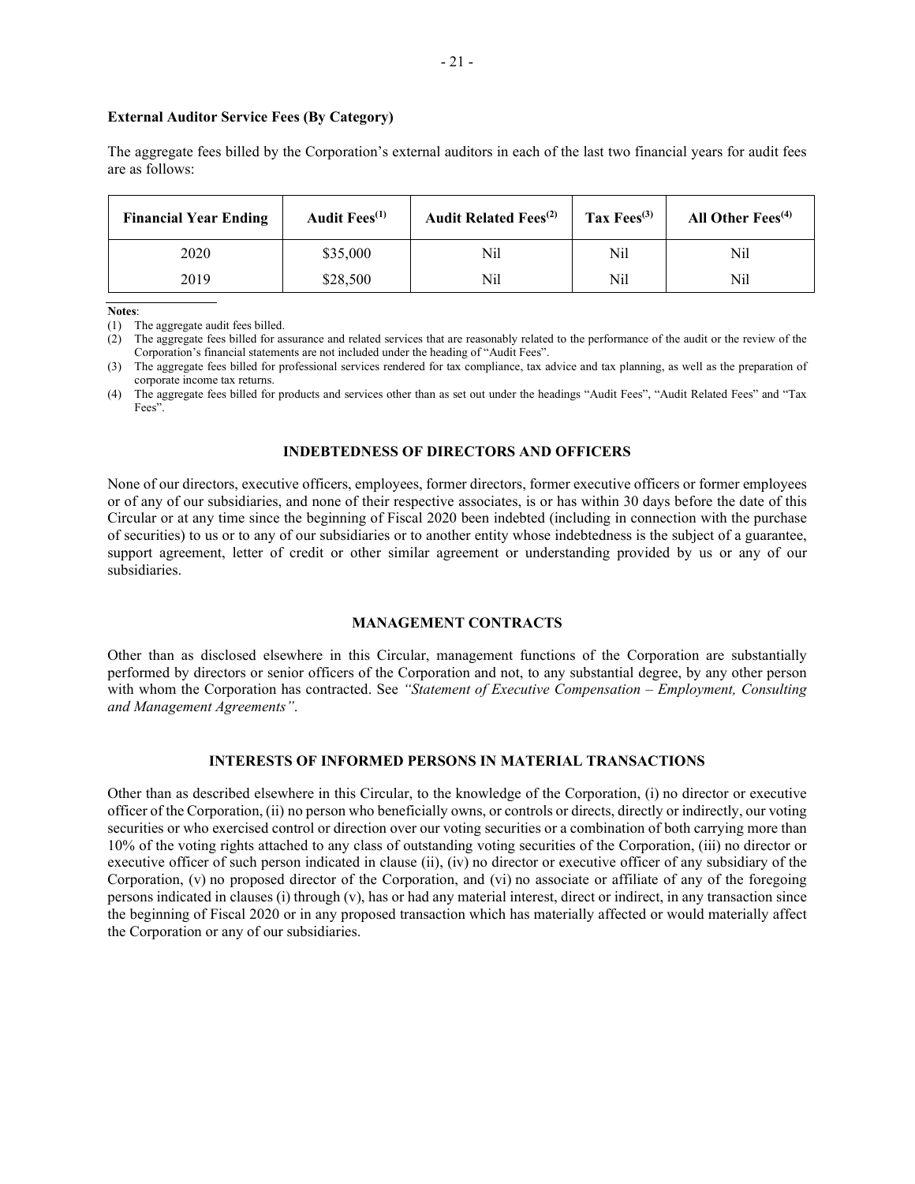**External Auditor Service Fees (By Category)**

The aggregate fees billed by the Corporation's external auditors in each of the last two financial years for audit fees are as follows:

| Financial Year Ending | Audit Fees[(1)] | Audit Related Fees[(2)] | Tax Fees[(3)] | All Other Fees[(4)] |
|---|---|---|---|---|
| 2020 | $35,000 | Nil | Nil | Nil |
| 2019 | $28,500 | Nil | Nil | Nil |

**Notes**:

(1) The aggregate audit fees billed.

(2) The aggregate fees billed for assurance and related services that are reasonably related to the performance of the audit or the review of the Corporation's financial statements are not included under the heading of "Audit Fees".

(3) The aggregate fees billed for professional services rendered for tax compliance, tax advice and tax planning, as well as the preparation of corporate income tax returns.

(4) The aggregate fees billed for products and services other than as set out under the headings "Audit Fees", "Audit Related Fees" and "Tax Fees".

## INDEBTEDNESS OF DIRECTORS AND OFFICERS

None of our directors, executive officers, employees, former directors, former executive officers or former employees or of any of our subsidiaries, and none of their respective associates, is or has within 30 days before the date of this Circular or at any time since the beginning of Fiscal 2020 been indebted (including in connection with the purchase of securities) to us or to any of our subsidiaries or to another entity whose indebtedness is the subject of a guarantee, support agreement, letter of credit or other similar agreement or understanding provided by us or any of our subsidiaries.

## MANAGEMENT CONTRACTS

Other than as disclosed elsewhere in this Circular, management functions of the Corporation are substantially performed by directors or senior officers of the Corporation and not, to any substantial degree, by any other person with whom the Corporation has contracted. See *"Statement of Executive Compensation – Employment, Consulting and Management Agreements"*.

## INTERESTS OF INFORMED PERSONS IN MATERIAL TRANSACTIONS

Other than as described elsewhere in this Circular, to the knowledge of the Corporation, (i) no director or executive officer of the Corporation, (ii) no person who beneficially owns, or controls or directs, directly or indirectly, our voting securities or who exercised control or direction over our voting securities or a combination of both carrying more than 10% of the voting rights attached to any class of outstanding voting securities of the Corporation, (iii) no director or executive officer of such person indicated in clause (ii), (iv) no director or executive officer of any subsidiary of the Corporation, (v) no proposed director of the Corporation, and (vi) no associate or affiliate of any of the foregoing persons indicated in clauses (i) through (v), has or had any material interest, direct or indirect, in any transaction since the beginning of Fiscal 2020 or in any proposed transaction which has materially affected or would materially affect the Corporation or any of our subsidiaries.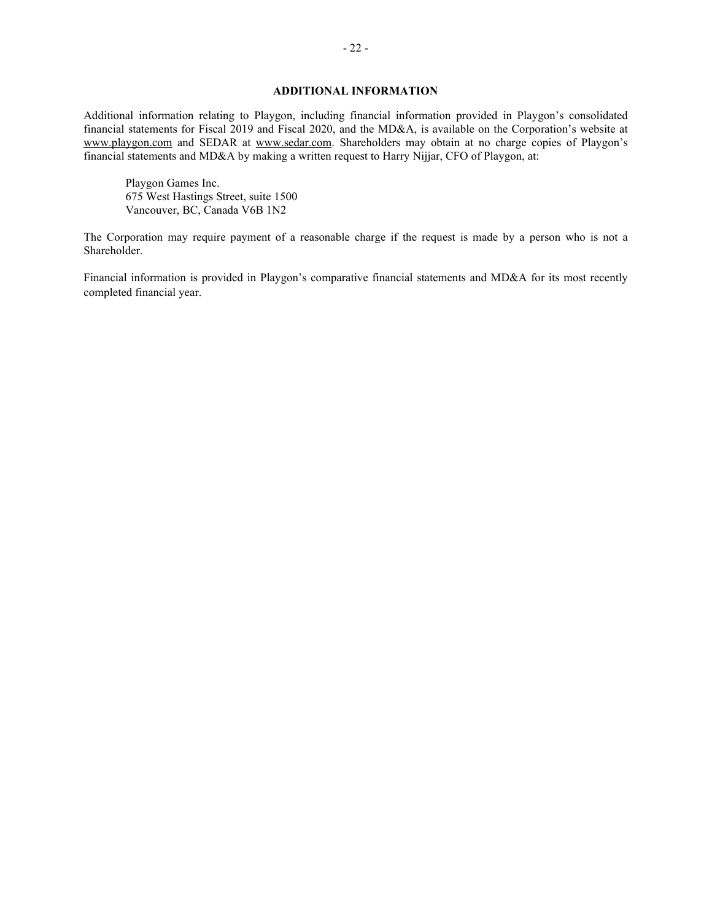## ADDITIONAL INFORMATION

Additional information relating to Playgon, including financial information provided in Playgon's consolidated financial statements for Fiscal 2019 and Fiscal 2020, and the MD&A, is available on the Corporation's website at www.playgon.com and SEDAR at www.sedar.com. Shareholders may obtain at no charge copies of Playgon's financial statements and MD&A by making a written request to Harry Nijjar, CFO of Playgon, at:

Playgon Games Inc.
675 West Hastings Street, suite 1500
Vancouver, BC, Canada V6B 1N2

The Corporation may require payment of a reasonable charge if the request is made by a person who is not a Shareholder.

Financial information is provided in Playgon's comparative financial statements and MD&A for its most recently completed financial year.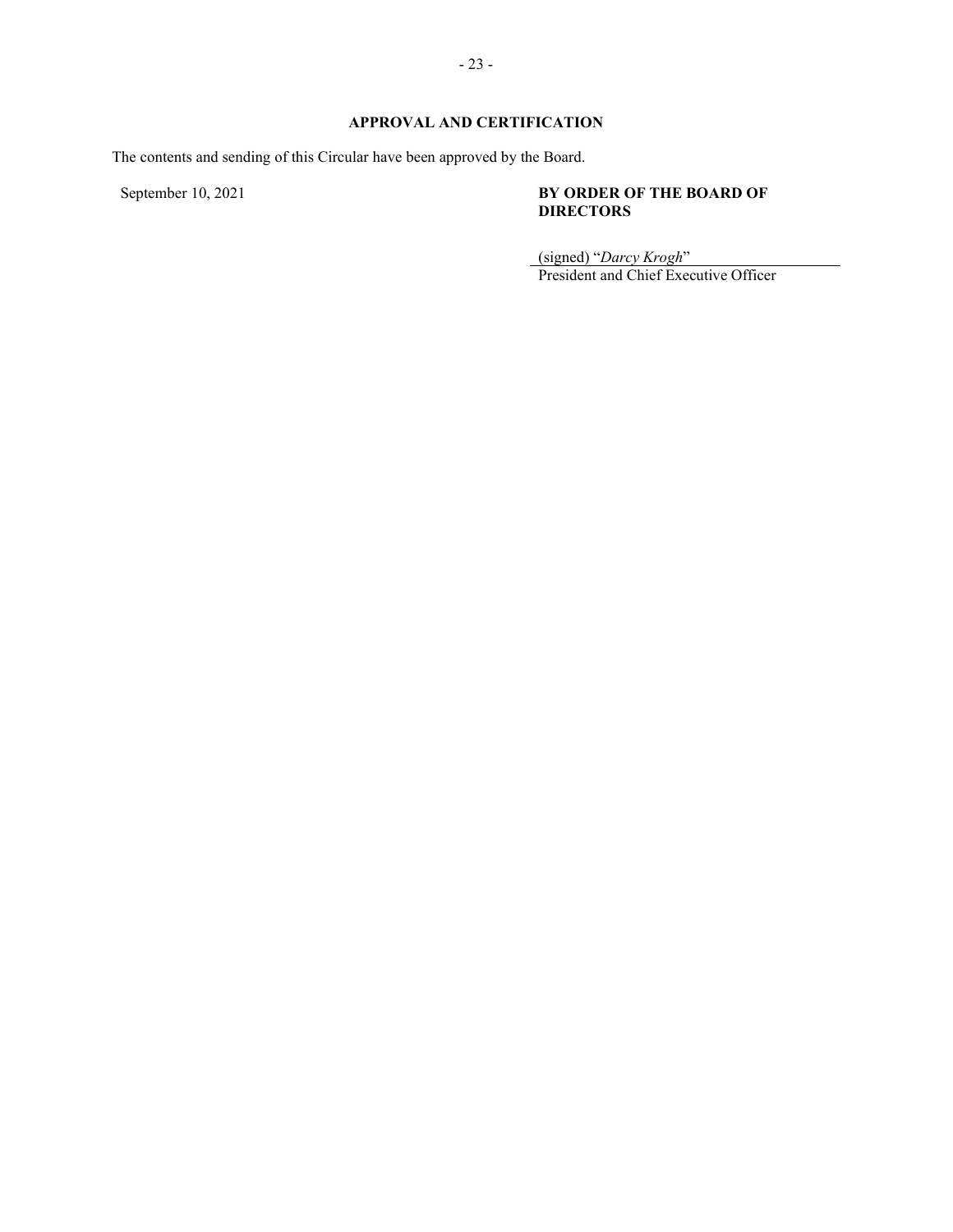## APPROVAL AND CERTIFICATION

The contents and sending of this Circular have been approved by the Board.

September 10, 2021

**BY ORDER OF THE BOARD OF DIRECTORS**

(signed) "*Darcy Krogh*"
President and Chief Executive Officer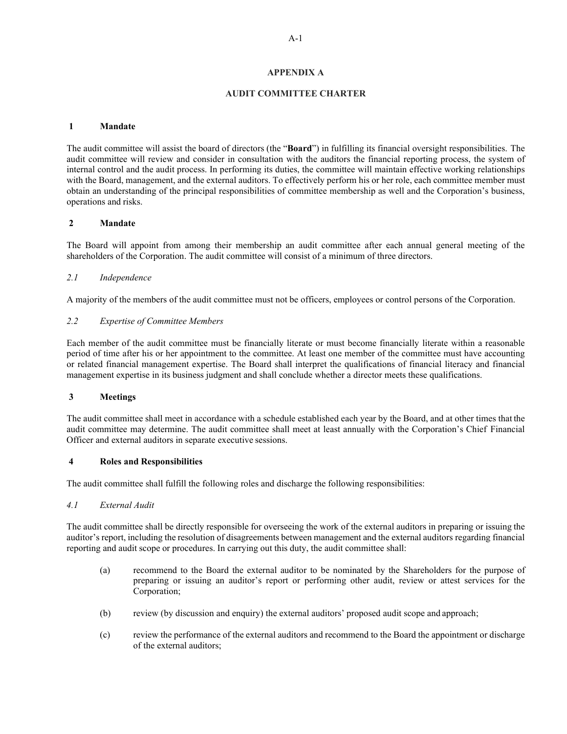# APPENDIX A

# AUDIT COMMITTEE CHARTER

## 1 Mandate

The audit committee will assist the board of directors (the "**Board**") in fulfilling its financial oversight responsibilities. The audit committee will review and consider in consultation with the auditors the financial reporting process, the system of internal control and the audit process. In performing its duties, the committee will maintain effective working relationships with the Board, management, and the external auditors. To effectively perform his or her role, each committee member must obtain an understanding of the principal responsibilities of committee membership as well and the Corporation's business, operations and risks.

## 2 Mandate

The Board will appoint from among their membership an audit committee after each annual general meeting of the shareholders of the Corporation. The audit committee will consist of a minimum of three directors.

### *2.1 Independence*

A majority of the members of the audit committee must not be officers, employees or control persons of the Corporation.

### *2.2 Expertise of Committee Members*

Each member of the audit committee must be financially literate or must become financially literate within a reasonable period of time after his or her appointment to the committee. At least one member of the committee must have accounting or related financial management expertise. The Board shall interpret the qualifications of financial literacy and financial management expertise in its business judgment and shall conclude whether a director meets these qualifications.

## 3 Meetings

The audit committee shall meet in accordance with a schedule established each year by the Board, and at other times that the audit committee may determine. The audit committee shall meet at least annually with the Corporation's Chief Financial Officer and external auditors in separate executive sessions.

## 4 Roles and Responsibilities

The audit committee shall fulfill the following roles and discharge the following responsibilities:

### *4.1 External Audit*

The audit committee shall be directly responsible for overseeing the work of the external auditors in preparing or issuing the auditor's report, including the resolution of disagreements between management and the external auditors regarding financial reporting and audit scope or procedures. In carrying out this duty, the audit committee shall:

(a) recommend to the Board the external auditor to be nominated by the Shareholders for the purpose of preparing or issuing an auditor's report or performing other audit, review or attest services for the Corporation;

(b) review (by discussion and enquiry) the external auditors' proposed audit scope and approach;

(c) review the performance of the external auditors and recommend to the Board the appointment or discharge of the external auditors;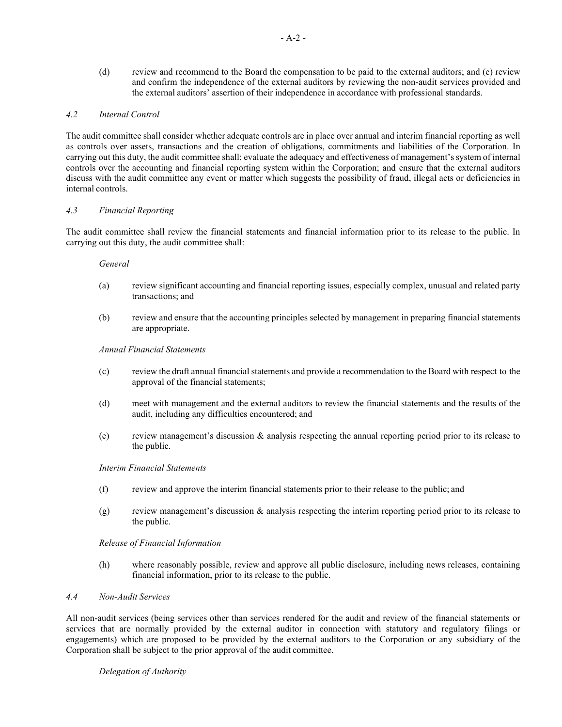(d) review and recommend to the Board the compensation to be paid to the external auditors; and (e) review and confirm the independence of the external auditors by reviewing the non-audit services provided and the external auditors' assertion of their independence in accordance with professional standards.

*4.2 Internal Control*

The audit committee shall consider whether adequate controls are in place over annual and interim financial reporting as well as controls over assets, transactions and the creation of obligations, commitments and liabilities of the Corporation. In carrying out this duty, the audit committee shall: evaluate the adequacy and effectiveness of management's system of internal controls over the accounting and financial reporting system within the Corporation; and ensure that the external auditors discuss with the audit committee any event or matter which suggests the possibility of fraud, illegal acts or deficiencies in internal controls.

*4.3 Financial Reporting*

The audit committee shall review the financial statements and financial information prior to its release to the public. In carrying out this duty, the audit committee shall:

*General*

(a) review significant accounting and financial reporting issues, especially complex, unusual and related party transactions; and

(b) review and ensure that the accounting principles selected by management in preparing financial statements are appropriate.

*Annual Financial Statements*

(c) review the draft annual financial statements and provide a recommendation to the Board with respect to the approval of the financial statements;

(d) meet with management and the external auditors to review the financial statements and the results of the audit, including any difficulties encountered; and

(e) review management's discussion & analysis respecting the annual reporting period prior to its release to the public.

*Interim Financial Statements*

(f) review and approve the interim financial statements prior to their release to the public; and

(g) review management's discussion & analysis respecting the interim reporting period prior to its release to the public.

*Release of Financial Information*

(h) where reasonably possible, review and approve all public disclosure, including news releases, containing financial information, prior to its release to the public.

*4.4 Non-Audit Services*

All non-audit services (being services other than services rendered for the audit and review of the financial statements or services that are normally provided by the external auditor in connection with statutory and regulatory filings or engagements) which are proposed to be provided by the external auditors to the Corporation or any subsidiary of the Corporation shall be subject to the prior approval of the audit committee.

*Delegation of Authority*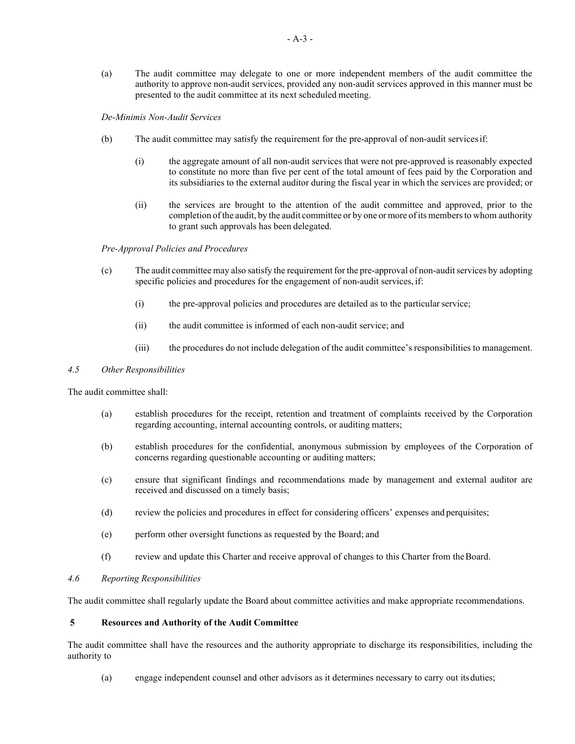(a) The audit committee may delegate to one or more independent members of the audit committee the authority to approve non-audit services, provided any non-audit services approved in this manner must be presented to the audit committee at its next scheduled meeting.

*De-Minimis Non-Audit Services*

(b) The audit committee may satisfy the requirement for the pre-approval of non-audit services if:

(i) the aggregate amount of all non-audit services that were not pre-approved is reasonably expected to constitute no more than five per cent of the total amount of fees paid by the Corporation and its subsidiaries to the external auditor during the fiscal year in which the services are provided; or

(ii) the services are brought to the attention of the audit committee and approved, prior to the completion of the audit, by the audit committee or by one or more of its members to whom authority to grant such approvals has been delegated.

*Pre-Approval Policies and Procedures*

(c) The audit committee may also satisfy the requirement for the pre-approval of non-audit services by adopting specific policies and procedures for the engagement of non-audit services, if:

(i) the pre-approval policies and procedures are detailed as to the particular service;

(ii) the audit committee is informed of each non-audit service; and

(iii) the procedures do not include delegation of the audit committee's responsibilities to management.

*4.5 Other Responsibilities*

The audit committee shall:

(a) establish procedures for the receipt, retention and treatment of complaints received by the Corporation regarding accounting, internal accounting controls, or auditing matters;

(b) establish procedures for the confidential, anonymous submission by employees of the Corporation of concerns regarding questionable accounting or auditing matters;

(c) ensure that significant findings and recommendations made by management and external auditor are received and discussed on a timely basis;

(d) review the policies and procedures in effect for considering officers' expenses and perquisites;

(e) perform other oversight functions as requested by the Board; and

(f) review and update this Charter and receive approval of changes to this Charter from the Board.

*4.6 Reporting Responsibilities*

The audit committee shall regularly update the Board about committee activities and make appropriate recommendations.

**5 Resources and Authority of the Audit Committee**

The audit committee shall have the resources and the authority appropriate to discharge its responsibilities, including the authority to

(a) engage independent counsel and other advisors as it determines necessary to carry out its duties;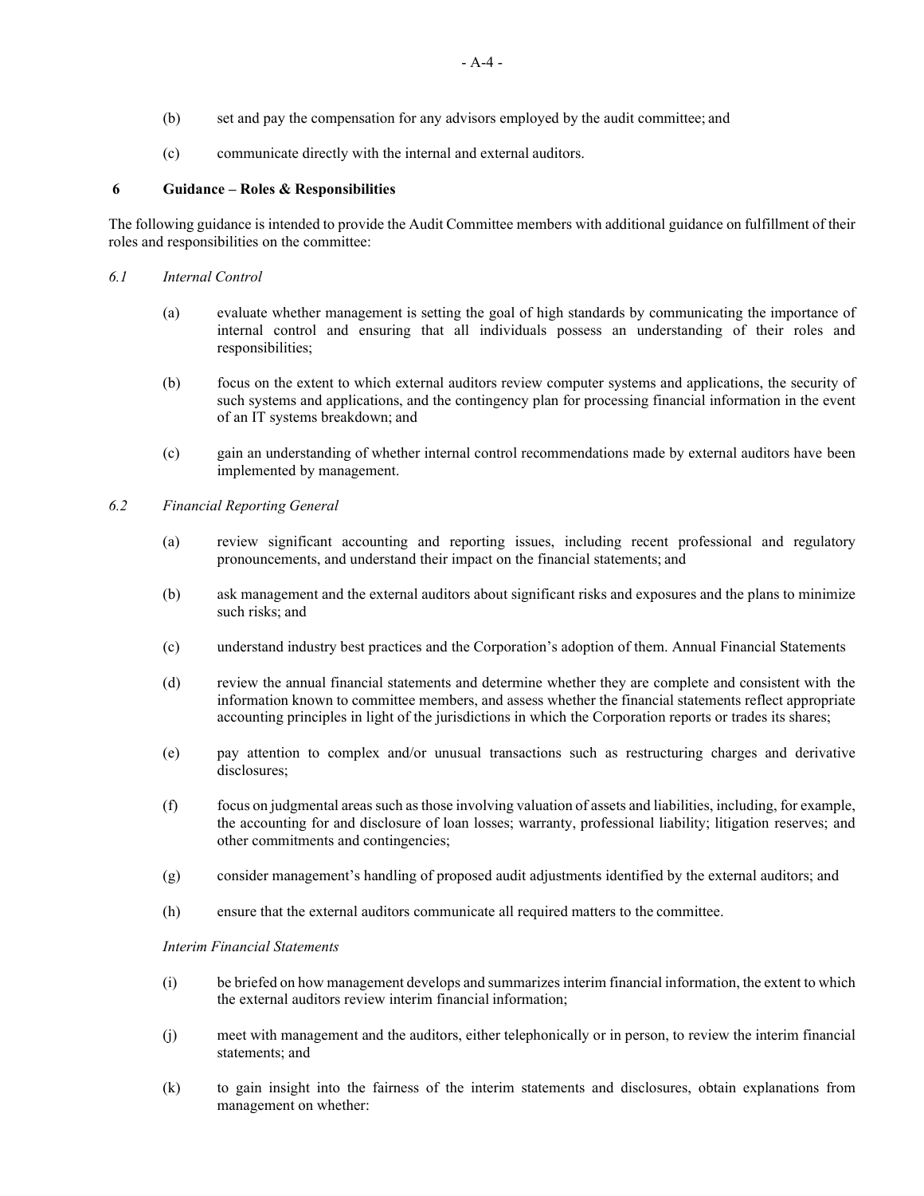(b) set and pay the compensation for any advisors employed by the audit committee; and

(c) communicate directly with the internal and external auditors.

## 6 Guidance – Roles & Responsibilities

The following guidance is intended to provide the Audit Committee members with additional guidance on fulfillment of their roles and responsibilities on the committee:

*6.1 Internal Control*

(a) evaluate whether management is setting the goal of high standards by communicating the importance of internal control and ensuring that all individuals possess an understanding of their roles and responsibilities;

(b) focus on the extent to which external auditors review computer systems and applications, the security of such systems and applications, and the contingency plan for processing financial information in the event of an IT systems breakdown; and

(c) gain an understanding of whether internal control recommendations made by external auditors have been implemented by management.

*6.2 Financial Reporting General*

(a) review significant accounting and reporting issues, including recent professional and regulatory pronouncements, and understand their impact on the financial statements; and

(b) ask management and the external auditors about significant risks and exposures and the plans to minimize such risks; and

(c) understand industry best practices and the Corporation's adoption of them. Annual Financial Statements

(d) review the annual financial statements and determine whether they are complete and consistent with the information known to committee members, and assess whether the financial statements reflect appropriate accounting principles in light of the jurisdictions in which the Corporation reports or trades its shares;

(e) pay attention to complex and/or unusual transactions such as restructuring charges and derivative disclosures;

(f) focus on judgmental areas such as those involving valuation of assets and liabilities, including, for example, the accounting for and disclosure of loan losses; warranty, professional liability; litigation reserves; and other commitments and contingencies;

(g) consider management's handling of proposed audit adjustments identified by the external auditors; and

(h) ensure that the external auditors communicate all required matters to the committee.

*Interim Financial Statements*

(i) be briefed on how management develops and summarizes interim financial information, the extent to which the external auditors review interim financial information;

(j) meet with management and the auditors, either telephonically or in person, to review the interim financial statements; and

(k) to gain insight into the fairness of the interim statements and disclosures, obtain explanations from management on whether: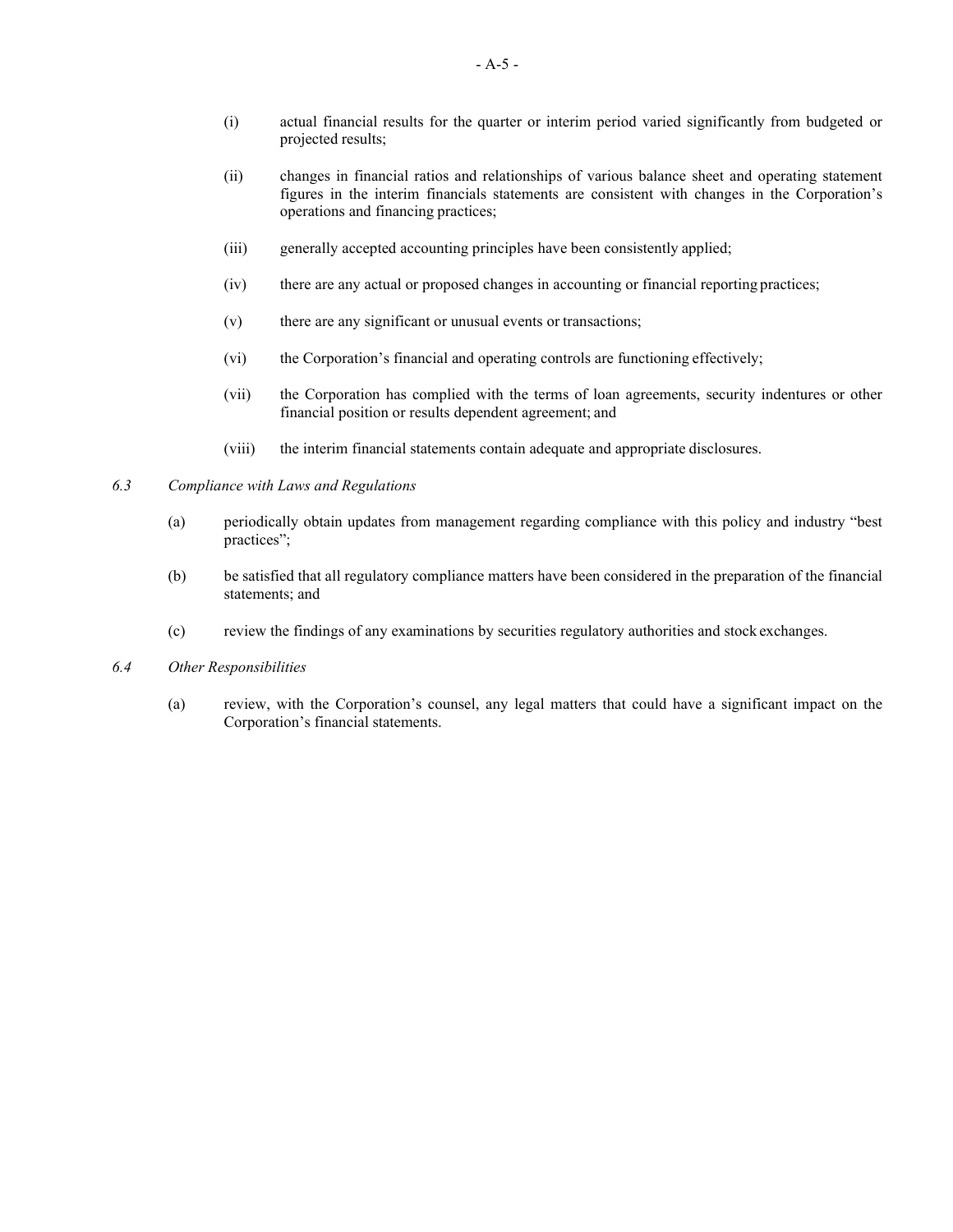(i) actual financial results for the quarter or interim period varied significantly from budgeted or projected results;

(ii) changes in financial ratios and relationships of various balance sheet and operating statement figures in the interim financials statements are consistent with changes in the Corporation's operations and financing practices;

(iii) generally accepted accounting principles have been consistently applied;

(iv) there are any actual or proposed changes in accounting or financial reporting practices;

(v) there are any significant or unusual events or transactions;

(vi) the Corporation's financial and operating controls are functioning effectively;

(vii) the Corporation has complied with the terms of loan agreements, security indentures or other financial position or results dependent agreement; and

(viii) the interim financial statements contain adequate and appropriate disclosures.

*6.3 Compliance with Laws and Regulations*

(a) periodically obtain updates from management regarding compliance with this policy and industry "best practices";

(b) be satisfied that all regulatory compliance matters have been considered in the preparation of the financial statements; and

(c) review the findings of any examinations by securities regulatory authorities and stock exchanges.

*6.4 Other Responsibilities*

(a) review, with the Corporation's counsel, any legal matters that could have a significant impact on the Corporation's financial statements.